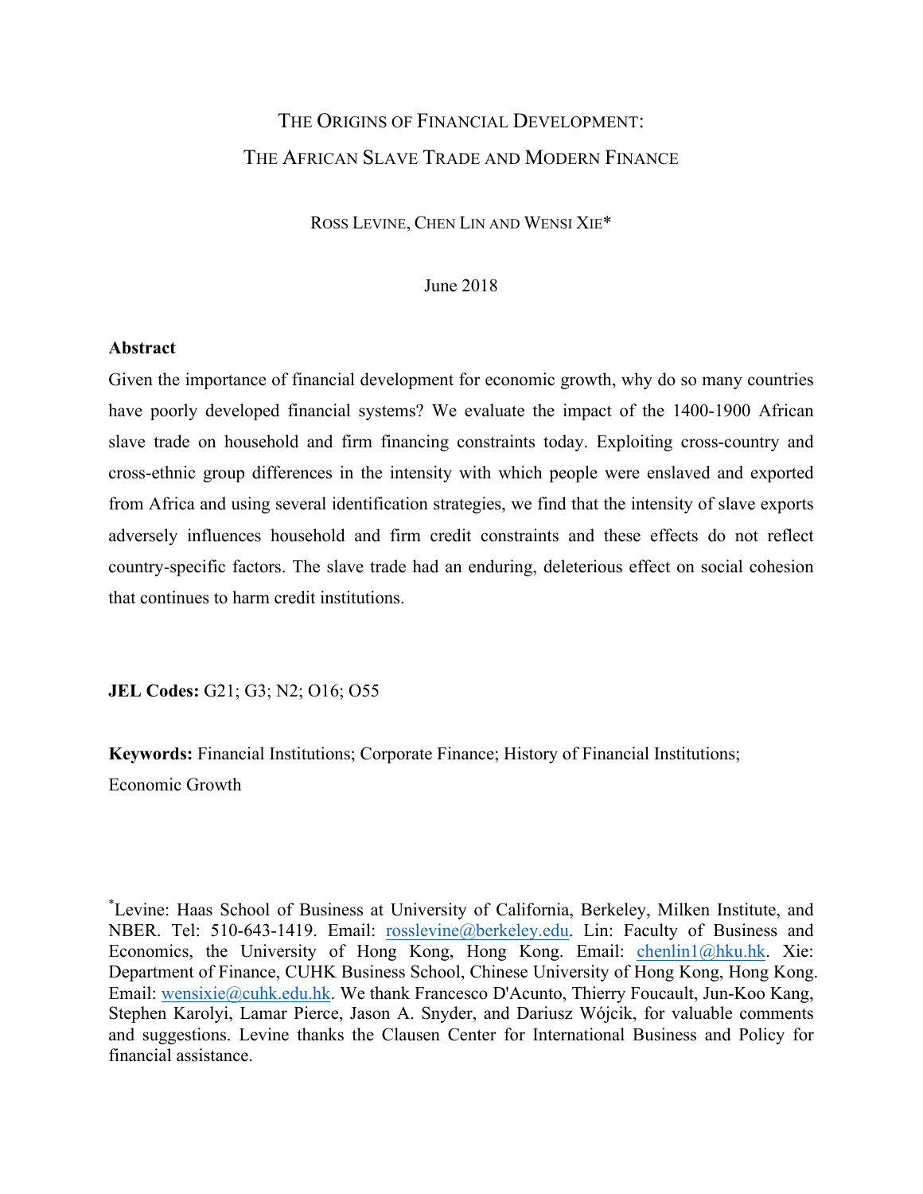# THE ORIGINS OF FINANCIAL DEVELOPMENT:
# THE AFRICAN SLAVE TRADE AND MODERN FINANCE

ROSS LEVINE, CHEN LIN AND WENSI XIE*

June 2018

**Abstract**

Given the importance of financial development for economic growth, why do so many countries have poorly developed financial systems? We evaluate the impact of the 1400-1900 African slave trade on household and firm financing constraints today. Exploiting cross-country and cross-ethnic group differences in the intensity with which people were enslaved and exported from Africa and using several identification strategies, we find that the intensity of slave exports adversely influences household and firm credit constraints and these effects do not reflect country-specific factors. The slave trade had an enduring, deleterious effect on social cohesion that continues to harm credit institutions.

**JEL Codes:** G21; G3; N2; O16; O55

**Keywords:** Financial Institutions; Corporate Finance; History of Financial Institutions; Economic Growth

*Levine: Haas School of Business at University of California, Berkeley, Milken Institute, and NBER. Tel: 510-643-1419. Email: rosslevine@berkeley.edu. Lin: Faculty of Business and Economics, the University of Hong Kong, Hong Kong. Email: chenlin1@hku.hk. Xie: Department of Finance, CUHK Business School, Chinese University of Hong Kong, Hong Kong. Email: wensixie@cuhk.edu.hk. We thank Francesco D'Acunto, Thierry Foucault, Jun-Koo Kang, Stephen Karolyi, Lamar Pierce, Jason A. Snyder, and Dariusz Wójcik, for valuable comments and suggestions. Levine thanks the Clausen Center for International Business and Policy for financial assistance.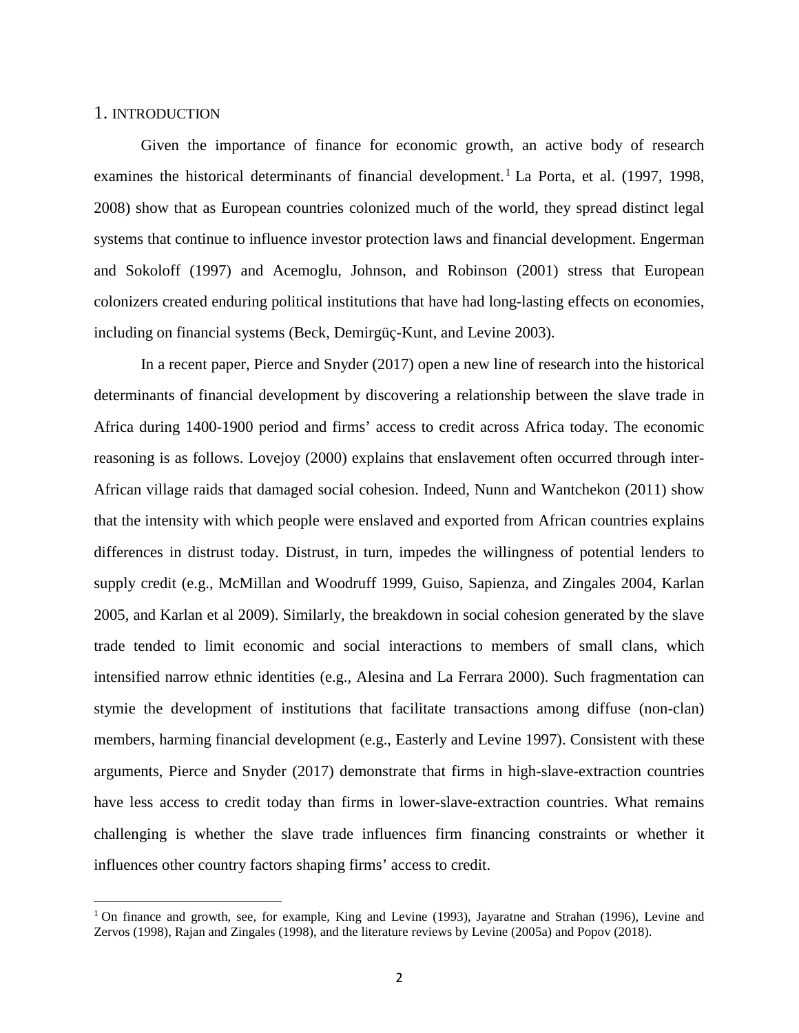## 1. INTRODUCTION

Given the importance of finance for economic growth, an active body of research examines the historical determinants of financial development.[1] La Porta, et al. (1997, 1998, 2008) show that as European countries colonized much of the world, they spread distinct legal systems that continue to influence investor protection laws and financial development. Engerman and Sokoloff (1997) and Acemoglu, Johnson, and Robinson (2001) stress that European colonizers created enduring political institutions that have had long-lasting effects on economies, including on financial systems (Beck, Demirgüç-Kunt, and Levine 2003).

In a recent paper, Pierce and Snyder (2017) open a new line of research into the historical determinants of financial development by discovering a relationship between the slave trade in Africa during 1400-1900 period and firms' access to credit across Africa today. The economic reasoning is as follows. Lovejoy (2000) explains that enslavement often occurred through inter-African village raids that damaged social cohesion. Indeed, Nunn and Wantchekon (2011) show that the intensity with which people were enslaved and exported from African countries explains differences in distrust today. Distrust, in turn, impedes the willingness of potential lenders to supply credit (e.g., McMillan and Woodruff 1999, Guiso, Sapienza, and Zingales 2004, Karlan 2005, and Karlan et al 2009). Similarly, the breakdown in social cohesion generated by the slave trade tended to limit economic and social interactions to members of small clans, which intensified narrow ethnic identities (e.g., Alesina and La Ferrara 2000). Such fragmentation can stymie the development of institutions that facilitate transactions among diffuse (non-clan) members, harming financial development (e.g., Easterly and Levine 1997). Consistent with these arguments, Pierce and Snyder (2017) demonstrate that firms in high-slave-extraction countries have less access to credit today than firms in lower-slave-extraction countries. What remains challenging is whether the slave trade influences firm financing constraints or whether it influences other country factors shaping firms' access to credit.

[1] On finance and growth, see, for example, King and Levine (1993), Jayaratne and Strahan (1996), Levine and Zervos (1998), Rajan and Zingales (1998), and the literature reviews by Levine (2005a) and Popov (2018).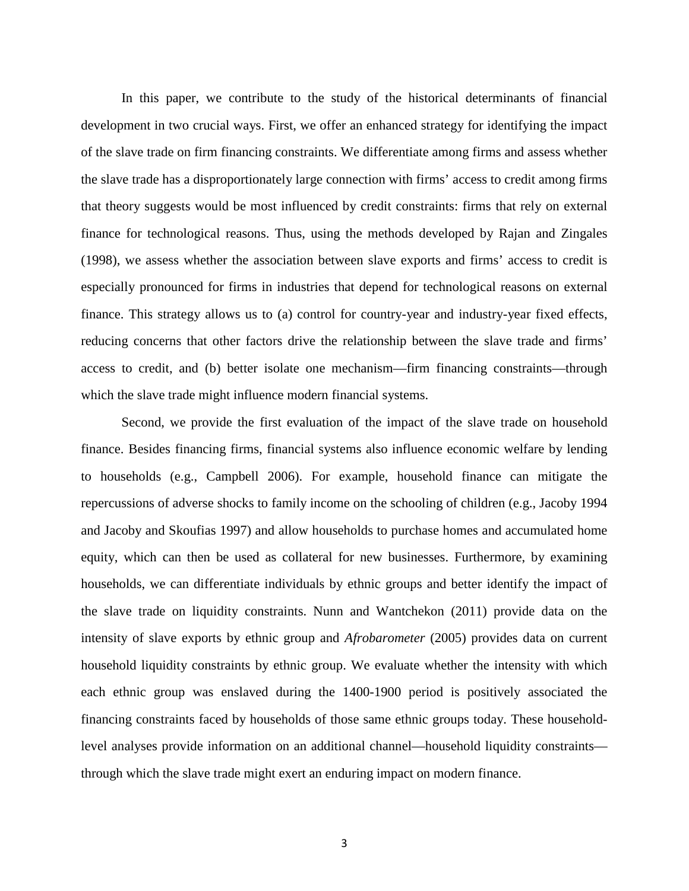In this paper, we contribute to the study of the historical determinants of financial development in two crucial ways. First, we offer an enhanced strategy for identifying the impact of the slave trade on firm financing constraints. We differentiate among firms and assess whether the slave trade has a disproportionately large connection with firms' access to credit among firms that theory suggests would be most influenced by credit constraints: firms that rely on external finance for technological reasons. Thus, using the methods developed by Rajan and Zingales (1998), we assess whether the association between slave exports and firms' access to credit is especially pronounced for firms in industries that depend for technological reasons on external finance. This strategy allows us to (a) control for country-year and industry-year fixed effects, reducing concerns that other factors drive the relationship between the slave trade and firms' access to credit, and (b) better isolate one mechanism—firm financing constraints—through which the slave trade might influence modern financial systems.

Second, we provide the first evaluation of the impact of the slave trade on household finance. Besides financing firms, financial systems also influence economic welfare by lending to households (e.g., Campbell 2006). For example, household finance can mitigate the repercussions of adverse shocks to family income on the schooling of children (e.g., Jacoby 1994 and Jacoby and Skoufias 1997) and allow households to purchase homes and accumulated home equity, which can then be used as collateral for new businesses. Furthermore, by examining households, we can differentiate individuals by ethnic groups and better identify the impact of the slave trade on liquidity constraints. Nunn and Wantchekon (2011) provide data on the intensity of slave exports by ethnic group and *Afrobarometer* (2005) provides data on current household liquidity constraints by ethnic group. We evaluate whether the intensity with which each ethnic group was enslaved during the 1400-1900 period is positively associated the financing constraints faced by households of those same ethnic groups today. These household-level analyses provide information on an additional channel—household liquidity constraints—through which the slave trade might exert an enduring impact on modern finance.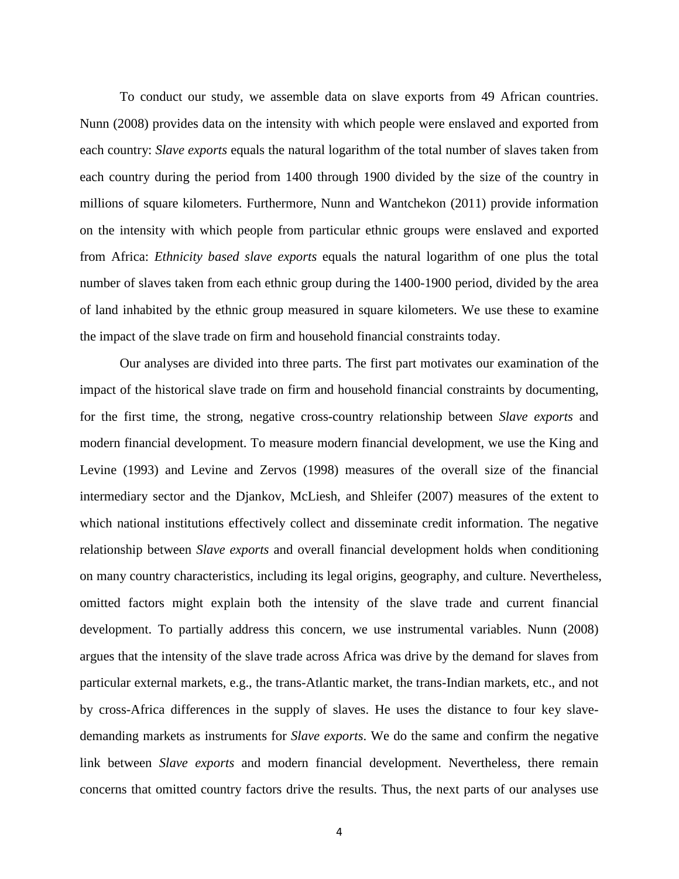To conduct our study, we assemble data on slave exports from 49 African countries. Nunn (2008) provides data on the intensity with which people were enslaved and exported from each country: *Slave exports* equals the natural logarithm of the total number of slaves taken from each country during the period from 1400 through 1900 divided by the size of the country in millions of square kilometers. Furthermore, Nunn and Wantchekon (2011) provide information on the intensity with which people from particular ethnic groups were enslaved and exported from Africa: *Ethnicity based slave exports* equals the natural logarithm of one plus the total number of slaves taken from each ethnic group during the 1400-1900 period, divided by the area of land inhabited by the ethnic group measured in square kilometers. We use these to examine the impact of the slave trade on firm and household financial constraints today.

Our analyses are divided into three parts. The first part motivates our examination of the impact of the historical slave trade on firm and household financial constraints by documenting, for the first time, the strong, negative cross-country relationship between *Slave exports* and modern financial development. To measure modern financial development, we use the King and Levine (1993) and Levine and Zervos (1998) measures of the overall size of the financial intermediary sector and the Djankov, McLiesh, and Shleifer (2007) measures of the extent to which national institutions effectively collect and disseminate credit information. The negative relationship between *Slave exports* and overall financial development holds when conditioning on many country characteristics, including its legal origins, geography, and culture. Nevertheless, omitted factors might explain both the intensity of the slave trade and current financial development. To partially address this concern, we use instrumental variables. Nunn (2008) argues that the intensity of the slave trade across Africa was drive by the demand for slaves from particular external markets, e.g., the trans-Atlantic market, the trans-Indian markets, etc., and not by cross-Africa differences in the supply of slaves. He uses the distance to four key slave-demanding markets as instruments for *Slave exports*. We do the same and confirm the negative link between *Slave exports* and modern financial development. Nevertheless, there remain concerns that omitted country factors drive the results. Thus, the next parts of our analyses use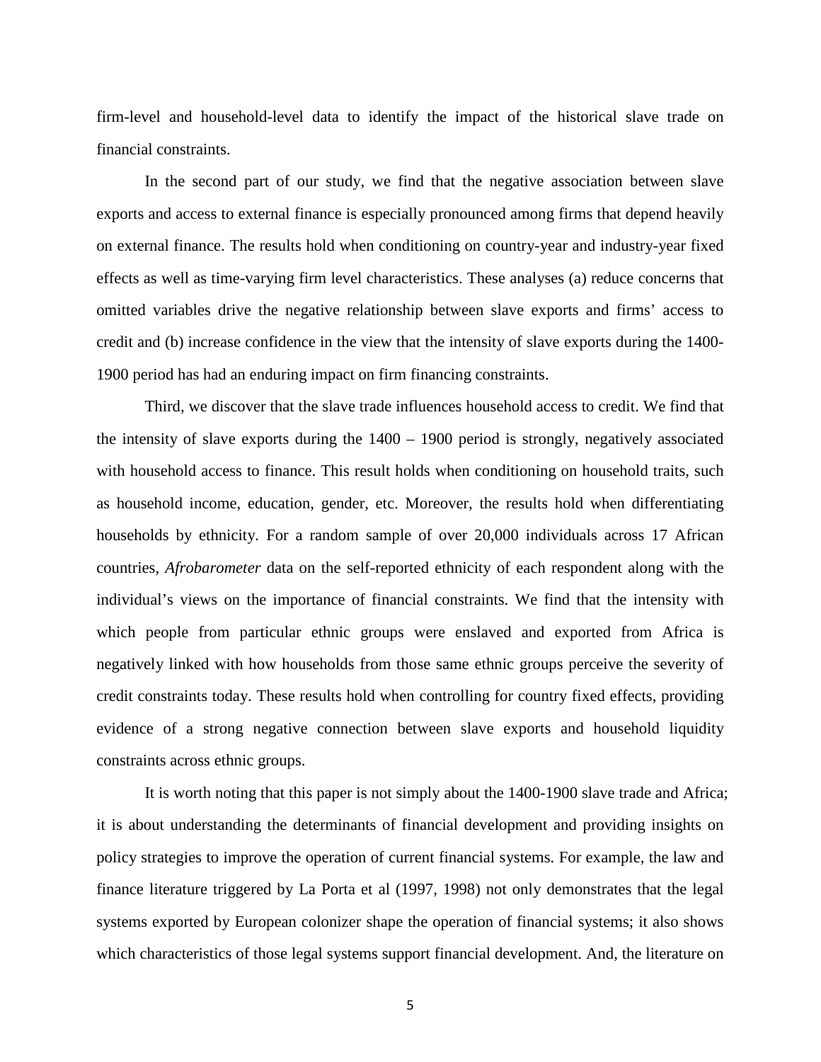firm-level and household-level data to identify the impact of the historical slave trade on financial constraints.

In the second part of our study, we find that the negative association between slave exports and access to external finance is especially pronounced among firms that depend heavily on external finance. The results hold when conditioning on country-year and industry-year fixed effects as well as time-varying firm level characteristics. These analyses (a) reduce concerns that omitted variables drive the negative relationship between slave exports and firms' access to credit and (b) increase confidence in the view that the intensity of slave exports during the 1400-1900 period has had an enduring impact on firm financing constraints.

Third, we discover that the slave trade influences household access to credit. We find that the intensity of slave exports during the 1400 – 1900 period is strongly, negatively associated with household access to finance. This result holds when conditioning on household traits, such as household income, education, gender, etc. Moreover, the results hold when differentiating households by ethnicity. For a random sample of over 20,000 individuals across 17 African countries, *Afrobarometer* data on the self-reported ethnicity of each respondent along with the individual's views on the importance of financial constraints. We find that the intensity with which people from particular ethnic groups were enslaved and exported from Africa is negatively linked with how households from those same ethnic groups perceive the severity of credit constraints today. These results hold when controlling for country fixed effects, providing evidence of a strong negative connection between slave exports and household liquidity constraints across ethnic groups.

It is worth noting that this paper is not simply about the 1400-1900 slave trade and Africa; it is about understanding the determinants of financial development and providing insights on policy strategies to improve the operation of current financial systems. For example, the law and finance literature triggered by La Porta et al (1997, 1998) not only demonstrates that the legal systems exported by European colonizer shape the operation of financial systems; it also shows which characteristics of those legal systems support financial development. And, the literature on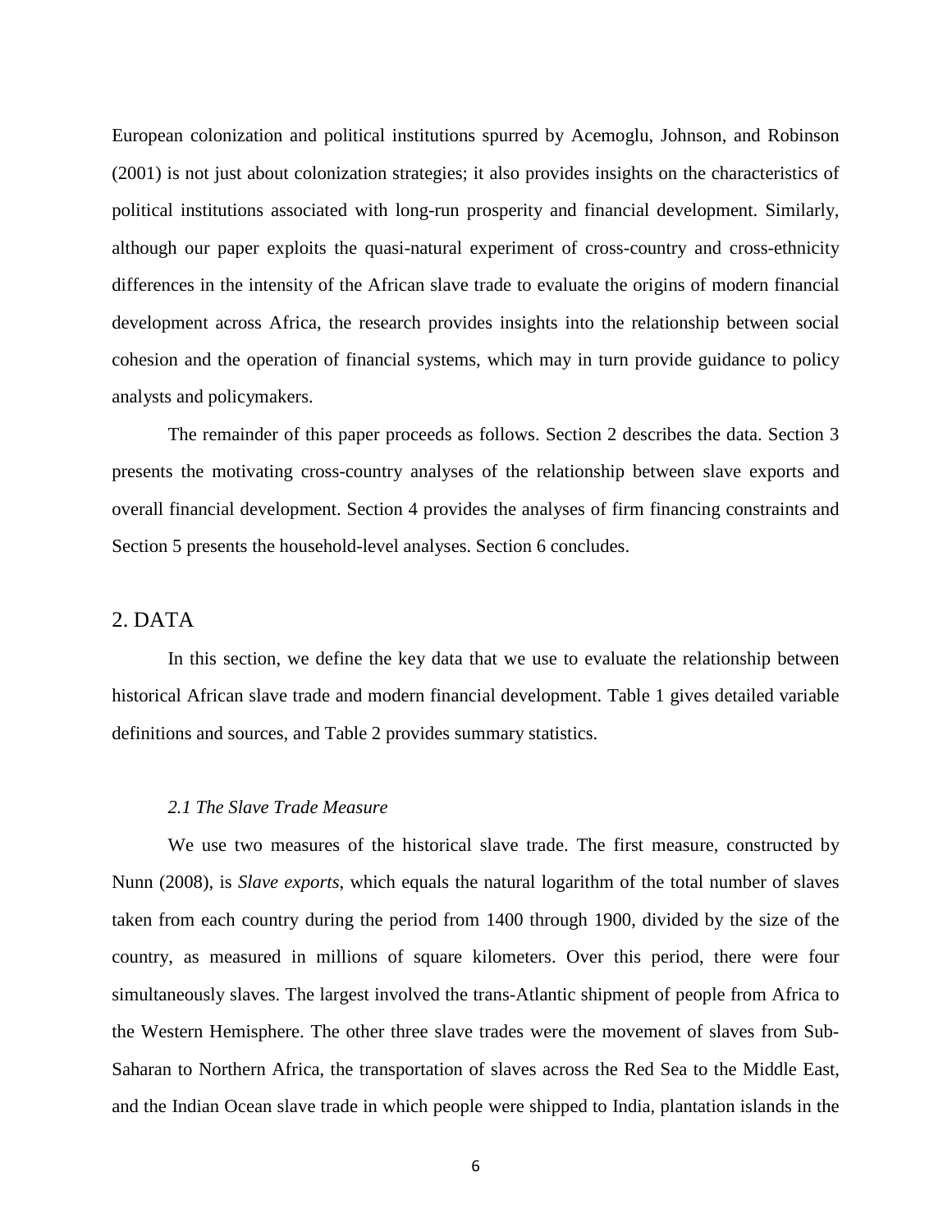European colonization and political institutions spurred by Acemoglu, Johnson, and Robinson (2001) is not just about colonization strategies; it also provides insights on the characteristics of political institutions associated with long-run prosperity and financial development. Similarly, although our paper exploits the quasi-natural experiment of cross-country and cross-ethnicity differences in the intensity of the African slave trade to evaluate the origins of modern financial development across Africa, the research provides insights into the relationship between social cohesion and the operation of financial systems, which may in turn provide guidance to policy analysts and policymakers.

The remainder of this paper proceeds as follows. Section 2 describes the data. Section 3 presents the motivating cross-country analyses of the relationship between slave exports and overall financial development. Section 4 provides the analyses of firm financing constraints and Section 5 presents the household-level analyses. Section 6 concludes.

## 2. DATA

In this section, we define the key data that we use to evaluate the relationship between historical African slave trade and modern financial development. Table 1 gives detailed variable definitions and sources, and Table 2 provides summary statistics.

### *2.1 The Slave Trade Measure*

We use two measures of the historical slave trade. The first measure, constructed by Nunn (2008), is *Slave exports*, which equals the natural logarithm of the total number of slaves taken from each country during the period from 1400 through 1900, divided by the size of the country, as measured in millions of square kilometers. Over this period, there were four simultaneously slaves. The largest involved the trans-Atlantic shipment of people from Africa to the Western Hemisphere. The other three slave trades were the movement of slaves from Sub-Saharan to Northern Africa, the transportation of slaves across the Red Sea to the Middle East, and the Indian Ocean slave trade in which people were shipped to India, plantation islands in the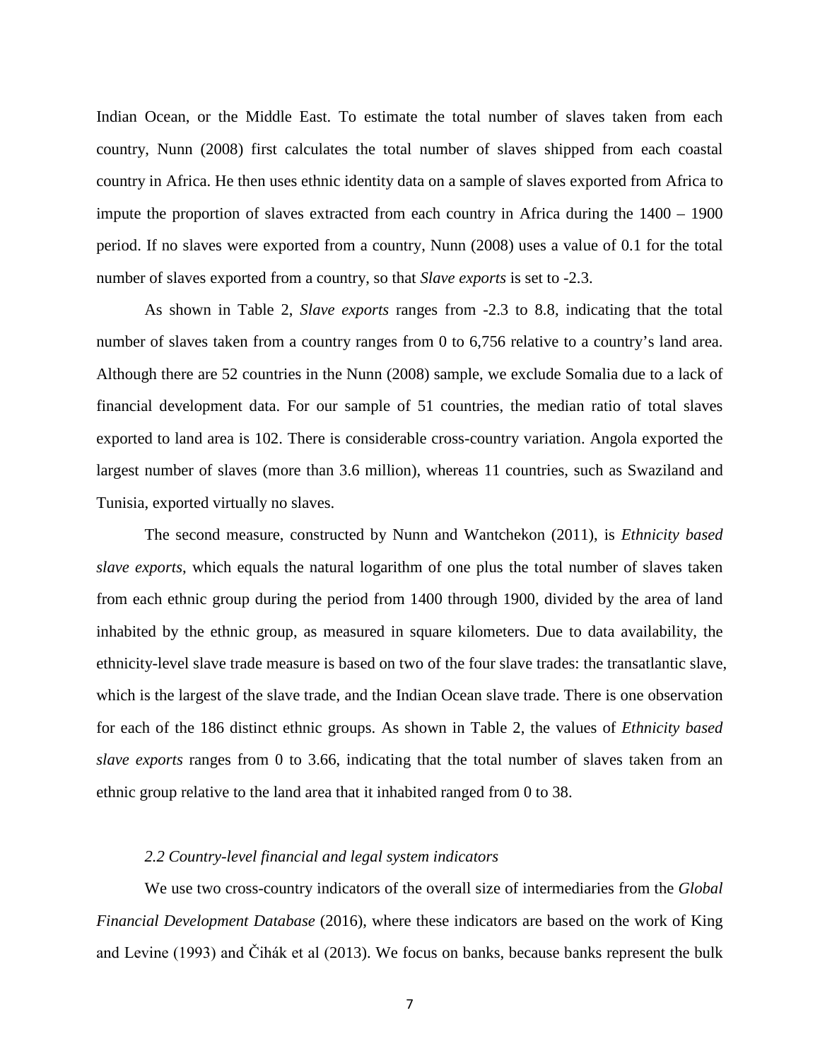Indian Ocean, or the Middle East. To estimate the total number of slaves taken from each country, Nunn (2008) first calculates the total number of slaves shipped from each coastal country in Africa. He then uses ethnic identity data on a sample of slaves exported from Africa to impute the proportion of slaves extracted from each country in Africa during the 1400 – 1900 period. If no slaves were exported from a country, Nunn (2008) uses a value of 0.1 for the total number of slaves exported from a country, so that *Slave exports* is set to -2.3.

As shown in Table 2, *Slave exports* ranges from -2.3 to 8.8, indicating that the total number of slaves taken from a country ranges from 0 to 6,756 relative to a country's land area. Although there are 52 countries in the Nunn (2008) sample, we exclude Somalia due to a lack of financial development data. For our sample of 51 countries, the median ratio of total slaves exported to land area is 102. There is considerable cross-country variation. Angola exported the largest number of slaves (more than 3.6 million), whereas 11 countries, such as Swaziland and Tunisia, exported virtually no slaves.

The second measure, constructed by Nunn and Wantchekon (2011), is *Ethnicity based slave exports*, which equals the natural logarithm of one plus the total number of slaves taken from each ethnic group during the period from 1400 through 1900, divided by the area of land inhabited by the ethnic group, as measured in square kilometers. Due to data availability, the ethnicity-level slave trade measure is based on two of the four slave trades: the transatlantic slave, which is the largest of the slave trade, and the Indian Ocean slave trade. There is one observation for each of the 186 distinct ethnic groups. As shown in Table 2, the values of *Ethnicity based slave exports* ranges from 0 to 3.66, indicating that the total number of slaves taken from an ethnic group relative to the land area that it inhabited ranged from 0 to 38.

### *2.2 Country-level financial and legal system indicators*

We use two cross-country indicators of the overall size of intermediaries from the *Global Financial Development Database* (2016), where these indicators are based on the work of King and Levine (1993) and Čihák et al (2013). We focus on banks, because banks represent the bulk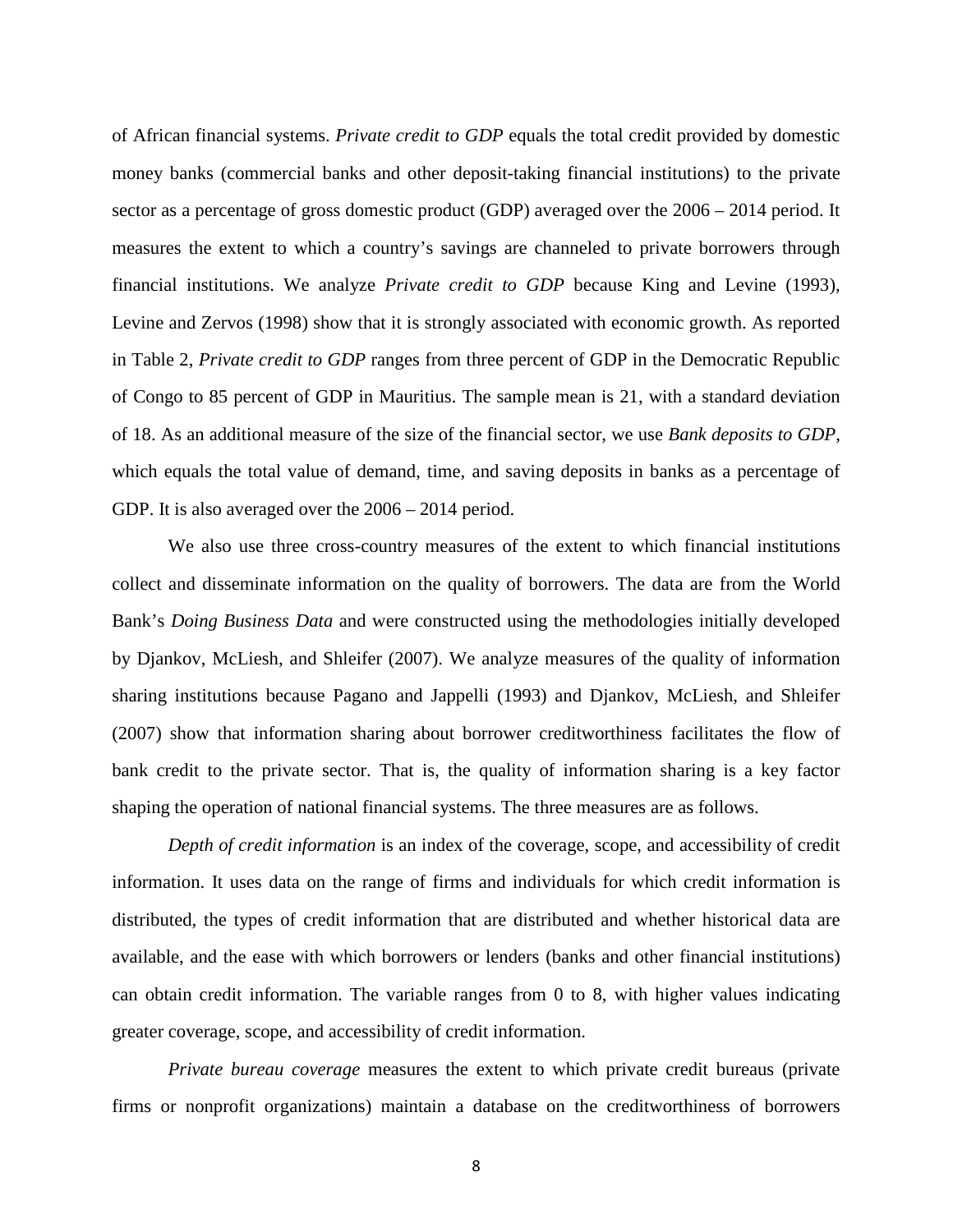of African financial systems. *Private credit to GDP* equals the total credit provided by domestic money banks (commercial banks and other deposit-taking financial institutions) to the private sector as a percentage of gross domestic product (GDP) averaged over the 2006 – 2014 period. It measures the extent to which a country's savings are channeled to private borrowers through financial institutions. We analyze *Private credit to GDP* because King and Levine (1993), Levine and Zervos (1998) show that it is strongly associated with economic growth. As reported in Table 2, *Private credit to GDP* ranges from three percent of GDP in the Democratic Republic of Congo to 85 percent of GDP in Mauritius. The sample mean is 21, with a standard deviation of 18. As an additional measure of the size of the financial sector, we use *Bank deposits to GDP*, which equals the total value of demand, time, and saving deposits in banks as a percentage of GDP. It is also averaged over the 2006 – 2014 period.

We also use three cross-country measures of the extent to which financial institutions collect and disseminate information on the quality of borrowers. The data are from the World Bank's *Doing Business Data* and were constructed using the methodologies initially developed by Djankov, McLiesh, and Shleifer (2007). We analyze measures of the quality of information sharing institutions because Pagano and Jappelli (1993) and Djankov, McLiesh, and Shleifer (2007) show that information sharing about borrower creditworthiness facilitates the flow of bank credit to the private sector. That is, the quality of information sharing is a key factor shaping the operation of national financial systems. The three measures are as follows.

*Depth of credit information* is an index of the coverage, scope, and accessibility of credit information. It uses data on the range of firms and individuals for which credit information is distributed, the types of credit information that are distributed and whether historical data are available, and the ease with which borrowers or lenders (banks and other financial institutions) can obtain credit information. The variable ranges from 0 to 8, with higher values indicating greater coverage, scope, and accessibility of credit information.

*Private bureau coverage* measures the extent to which private credit bureaus (private firms or nonprofit organizations) maintain a database on the creditworthiness of borrowers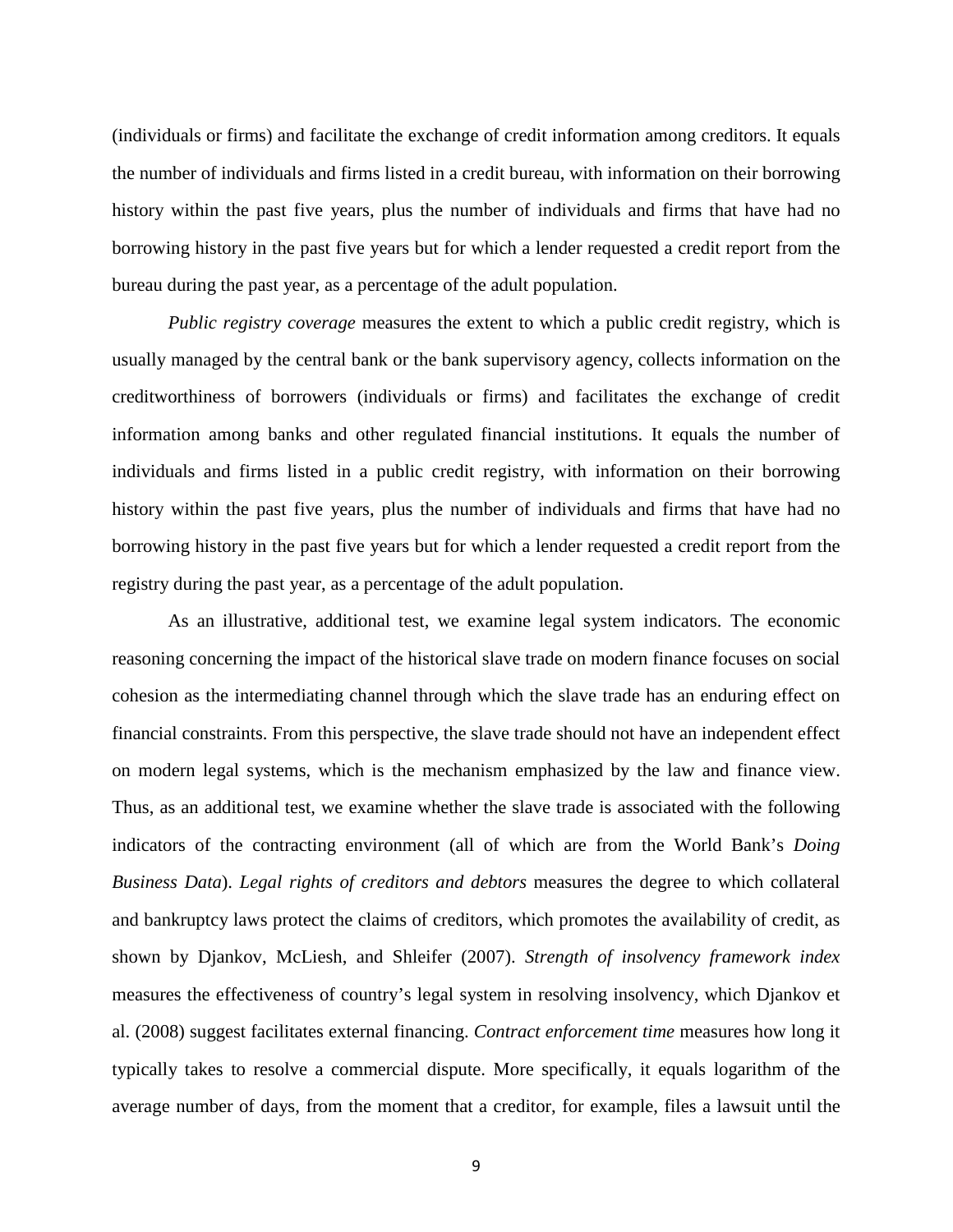(individuals or firms) and facilitate the exchange of credit information among creditors. It equals the number of individuals and firms listed in a credit bureau, with information on their borrowing history within the past five years, plus the number of individuals and firms that have had no borrowing history in the past five years but for which a lender requested a credit report from the bureau during the past year, as a percentage of the adult population.

*Public registry coverage* measures the extent to which a public credit registry, which is usually managed by the central bank or the bank supervisory agency, collects information on the creditworthiness of borrowers (individuals or firms) and facilitates the exchange of credit information among banks and other regulated financial institutions. It equals the number of individuals and firms listed in a public credit registry, with information on their borrowing history within the past five years, plus the number of individuals and firms that have had no borrowing history in the past five years but for which a lender requested a credit report from the registry during the past year, as a percentage of the adult population.

As an illustrative, additional test, we examine legal system indicators. The economic reasoning concerning the impact of the historical slave trade on modern finance focuses on social cohesion as the intermediating channel through which the slave trade has an enduring effect on financial constraints. From this perspective, the slave trade should not have an independent effect on modern legal systems, which is the mechanism emphasized by the law and finance view. Thus, as an additional test, we examine whether the slave trade is associated with the following indicators of the contracting environment (all of which are from the World Bank's *Doing Business Data*). *Legal rights of creditors and debtors* measures the degree to which collateral and bankruptcy laws protect the claims of creditors, which promotes the availability of credit, as shown by Djankov, McLiesh, and Shleifer (2007). *Strength of insolvency framework index* measures the effectiveness of country's legal system in resolving insolvency, which Djankov et al. (2008) suggest facilitates external financing. *Contract enforcement time* measures how long it typically takes to resolve a commercial dispute. More specifically, it equals logarithm of the average number of days, from the moment that a creditor, for example, files a lawsuit until the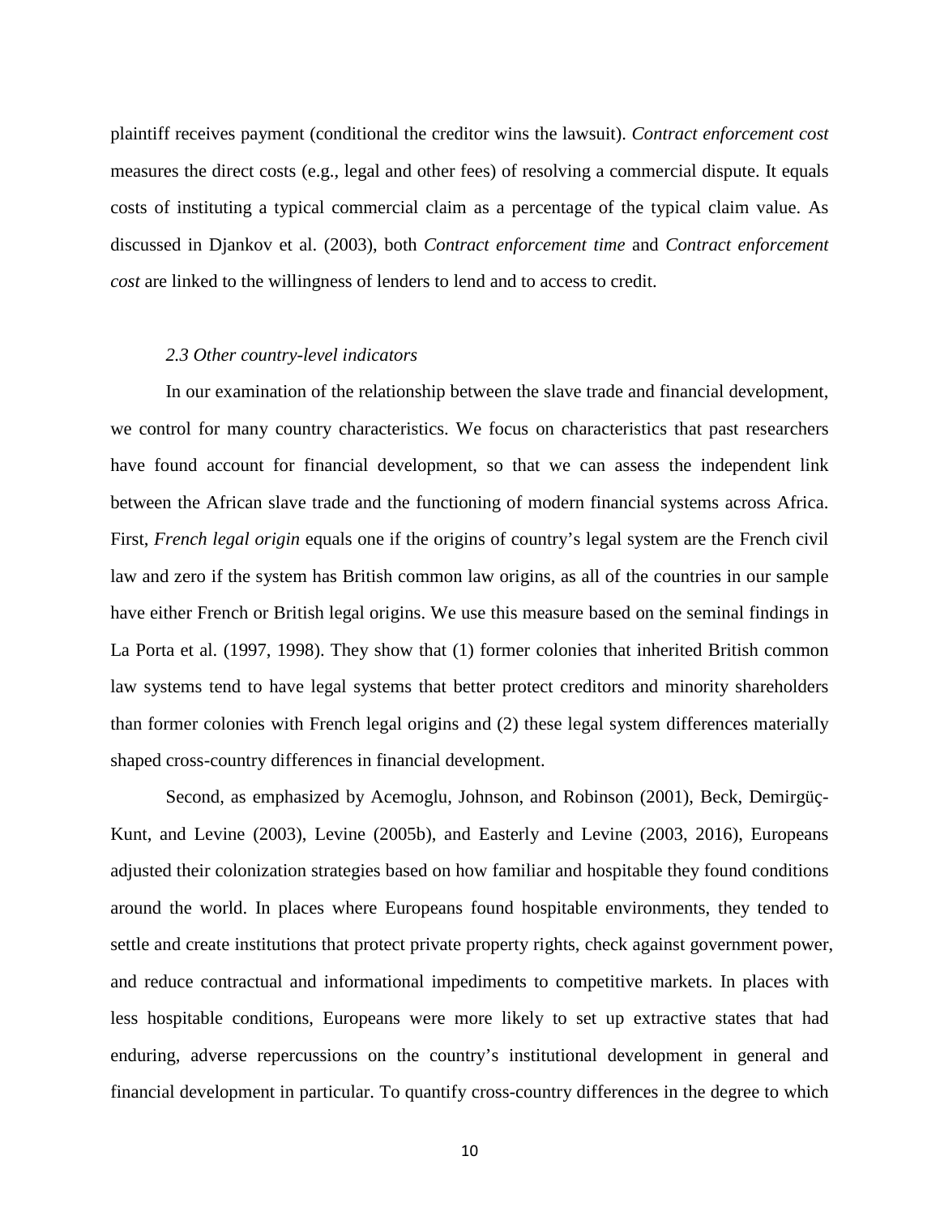plaintiff receives payment (conditional the creditor wins the lawsuit). *Contract enforcement cost* measures the direct costs (e.g., legal and other fees) of resolving a commercial dispute. It equals costs of instituting a typical commercial claim as a percentage of the typical claim value. As discussed in Djankov et al. (2003), both *Contract enforcement time* and *Contract enforcement cost* are linked to the willingness of lenders to lend and to access to credit.

### *2.3 Other country-level indicators*

In our examination of the relationship between the slave trade and financial development, we control for many country characteristics. We focus on characteristics that past researchers have found account for financial development, so that we can assess the independent link between the African slave trade and the functioning of modern financial systems across Africa. First, *French legal origin* equals one if the origins of country's legal system are the French civil law and zero if the system has British common law origins, as all of the countries in our sample have either French or British legal origins. We use this measure based on the seminal findings in La Porta et al. (1997, 1998). They show that (1) former colonies that inherited British common law systems tend to have legal systems that better protect creditors and minority shareholders than former colonies with French legal origins and (2) these legal system differences materially shaped cross-country differences in financial development.

Second, as emphasized by Acemoglu, Johnson, and Robinson (2001), Beck, Demirgüç-Kunt, and Levine (2003), Levine (2005b), and Easterly and Levine (2003, 2016), Europeans adjusted their colonization strategies based on how familiar and hospitable they found conditions around the world. In places where Europeans found hospitable environments, they tended to settle and create institutions that protect private property rights, check against government power, and reduce contractual and informational impediments to competitive markets. In places with less hospitable conditions, Europeans were more likely to set up extractive states that had enduring, adverse repercussions on the country's institutional development in general and financial development in particular. To quantify cross-country differences in the degree to which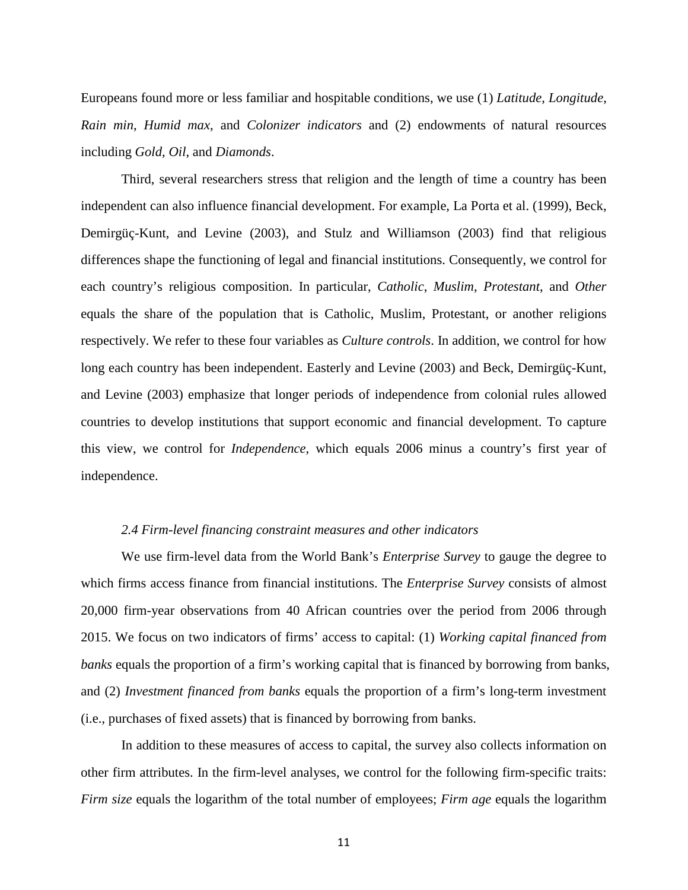Europeans found more or less familiar and hospitable conditions, we use (1) *Latitude*, *Longitude*, *Rain min*, *Humid max*, and *Colonizer indicators* and (2) endowments of natural resources including *Gold*, *Oil*, and *Diamonds*.

Third, several researchers stress that religion and the length of time a country has been independent can also influence financial development. For example, La Porta et al. (1999), Beck, Demirgüç-Kunt, and Levine (2003), and Stulz and Williamson (2003) find that religious differences shape the functioning of legal and financial institutions. Consequently, we control for each country's religious composition. In particular, *Catholic*, *Muslim*, *Protestant*, and *Other* equals the share of the population that is Catholic, Muslim, Protestant, or another religions respectively. We refer to these four variables as *Culture controls*. In addition, we control for how long each country has been independent. Easterly and Levine (2003) and Beck, Demirgüç-Kunt, and Levine (2003) emphasize that longer periods of independence from colonial rules allowed countries to develop institutions that support economic and financial development. To capture this view, we control for *Independence*, which equals 2006 minus a country's first year of independence.

### *2.4 Firm-level financing constraint measures and other indicators*

We use firm-level data from the World Bank's *Enterprise Survey* to gauge the degree to which firms access finance from financial institutions. The *Enterprise Survey* consists of almost 20,000 firm-year observations from 40 African countries over the period from 2006 through 2015. We focus on two indicators of firms' access to capital: (1) *Working capital financed from banks* equals the proportion of a firm's working capital that is financed by borrowing from banks, and (2) *Investment financed from banks* equals the proportion of a firm's long-term investment (i.e., purchases of fixed assets) that is financed by borrowing from banks.

In addition to these measures of access to capital, the survey also collects information on other firm attributes. In the firm-level analyses, we control for the following firm-specific traits: *Firm size* equals the logarithm of the total number of employees; *Firm age* equals the logarithm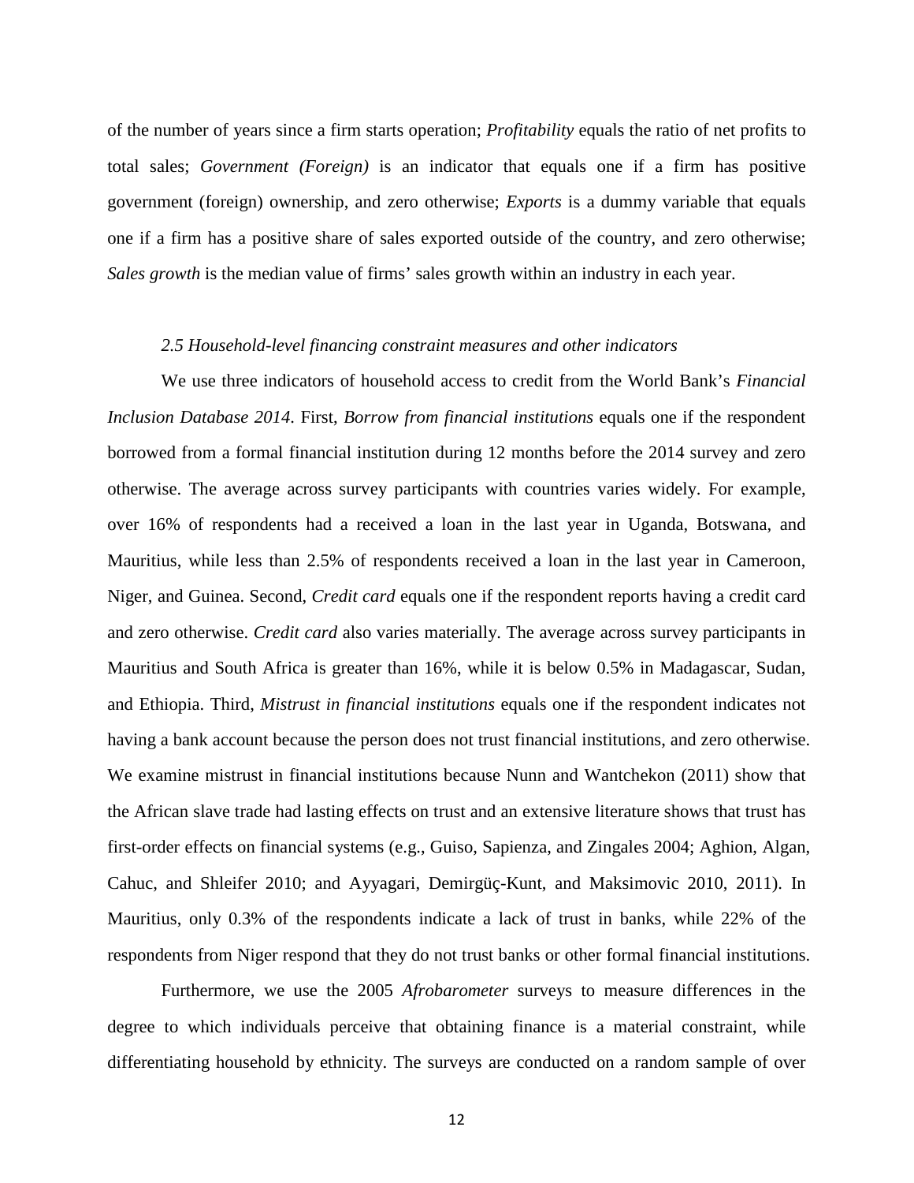of the number of years since a firm starts operation; *Profitability* equals the ratio of net profits to total sales; *Government (Foreign)* is an indicator that equals one if a firm has positive government (foreign) ownership, and zero otherwise; *Exports* is a dummy variable that equals one if a firm has a positive share of sales exported outside of the country, and zero otherwise; *Sales growth* is the median value of firms' sales growth within an industry in each year.

### *2.5 Household-level financing constraint measures and other indicators*

We use three indicators of household access to credit from the World Bank's *Financial Inclusion Database 2014*. First, *Borrow from financial institutions* equals one if the respondent borrowed from a formal financial institution during 12 months before the 2014 survey and zero otherwise. The average across survey participants with countries varies widely. For example, over 16% of respondents had a received a loan in the last year in Uganda, Botswana, and Mauritius, while less than 2.5% of respondents received a loan in the last year in Cameroon, Niger, and Guinea. Second, *Credit card* equals one if the respondent reports having a credit card and zero otherwise. *Credit card* also varies materially. The average across survey participants in Mauritius and South Africa is greater than 16%, while it is below 0.5% in Madagascar, Sudan, and Ethiopia. Third, *Mistrust in financial institutions* equals one if the respondent indicates not having a bank account because the person does not trust financial institutions, and zero otherwise. We examine mistrust in financial institutions because Nunn and Wantchekon (2011) show that the African slave trade had lasting effects on trust and an extensive literature shows that trust has first-order effects on financial systems (e.g., Guiso, Sapienza, and Zingales 2004; Aghion, Algan, Cahuc, and Shleifer 2010; and Ayyagari, Demirgüç-Kunt, and Maksimovic 2010, 2011). In Mauritius, only 0.3% of the respondents indicate a lack of trust in banks, while 22% of the respondents from Niger respond that they do not trust banks or other formal financial institutions.

Furthermore, we use the 2005 *Afrobarometer* surveys to measure differences in the degree to which individuals perceive that obtaining finance is a material constraint, while differentiating household by ethnicity. The surveys are conducted on a random sample of over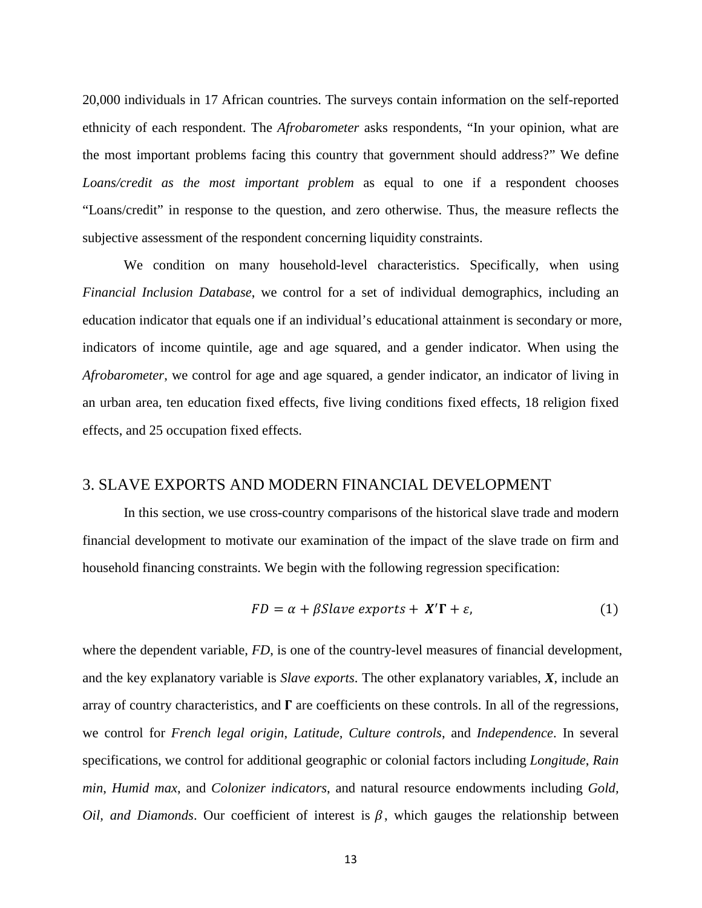20,000 individuals in 17 African countries. The surveys contain information on the self-reported ethnicity of each respondent. The *Afrobarometer* asks respondents, "In your opinion, what are the most important problems facing this country that government should address?" We define *Loans/credit as the most important problem* as equal to one if a respondent chooses "Loans/credit" in response to the question, and zero otherwise. Thus, the measure reflects the subjective assessment of the respondent concerning liquidity constraints.

We condition on many household-level characteristics. Specifically, when using *Financial Inclusion Database*, we control for a set of individual demographics, including an education indicator that equals one if an individual's educational attainment is secondary or more, indicators of income quintile, age and age squared, and a gender indicator. When using the *Afrobarometer*, we control for age and age squared, a gender indicator, an indicator of living in an urban area, ten education fixed effects, five living conditions fixed effects, 18 religion fixed effects, and 25 occupation fixed effects.

## 3. SLAVE EXPORTS AND MODERN FINANCIAL DEVELOPMENT

In this section, we use cross-country comparisons of the historical slave trade and modern financial development to motivate our examination of the impact of the slave trade on firm and household financing constraints. We begin with the following regression specification:

$$FD = \alpha + \beta Slave\ exports + \boldsymbol{X}'\boldsymbol{\Gamma} + \varepsilon, \tag{1}$$

where the dependent variable, *FD*, is one of the country-level measures of financial development, and the key explanatory variable is *Slave exports*. The other explanatory variables, $\boldsymbol{X}$, include an array of country characteristics, and $\boldsymbol{\Gamma}$ are coefficients on these controls. In all of the regressions, we control for *French legal origin*, *Latitude*, *Culture controls*, and *Independence*. In several specifications, we control for additional geographic or colonial factors including *Longitude*, *Rain min*, *Humid max*, and *Colonizer indicators*, and natural resource endowments including *Gold, Oil, and Diamonds*. Our coefficient of interest is $\beta$, which gauges the relationship between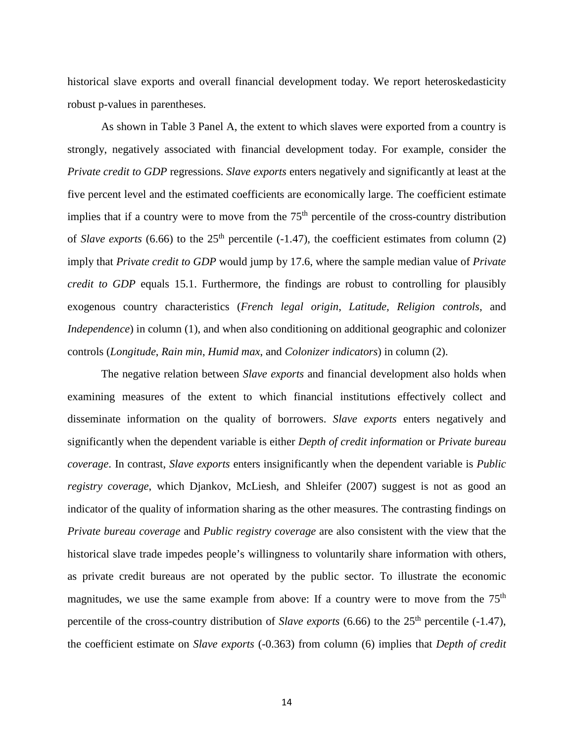historical slave exports and overall financial development today. We report heteroskedasticity robust p-values in parentheses.

As shown in Table 3 Panel A, the extent to which slaves were exported from a country is strongly, negatively associated with financial development today. For example, consider the *Private credit to GDP* regressions. *Slave exports* enters negatively and significantly at least at the five percent level and the estimated coefficients are economically large. The coefficient estimate implies that if a country were to move from the 75$^{th}$ percentile of the cross-country distribution of *Slave exports* (6.66) to the 25$^{th}$ percentile (-1.47), the coefficient estimates from column (2) imply that *Private credit to GDP* would jump by 17.6, where the sample median value of *Private credit to GDP* equals 15.1. Furthermore, the findings are robust to controlling for plausibly exogenous country characteristics (*French legal origin*, *Latitude, Religion controls*, and *Independence*) in column (1), and when also conditioning on additional geographic and colonizer controls (*Longitude*, *Rain min*, *Humid max*, and *Colonizer indicators*) in column (2).

The negative relation between *Slave exports* and financial development also holds when examining measures of the extent to which financial institutions effectively collect and disseminate information on the quality of borrowers. *Slave exports* enters negatively and significantly when the dependent variable is either *Depth of credit information* or *Private bureau coverage*. In contrast, *Slave exports* enters insignificantly when the dependent variable is *Public registry coverage*, which Djankov, McLiesh, and Shleifer (2007) suggest is not as good an indicator of the quality of information sharing as the other measures. The contrasting findings on *Private bureau coverage* and *Public registry coverage* are also consistent with the view that the historical slave trade impedes people's willingness to voluntarily share information with others, as private credit bureaus are not operated by the public sector. To illustrate the economic magnitudes, we use the same example from above: If a country were to move from the 75$^{th}$ percentile of the cross-country distribution of *Slave exports* (6.66) to the 25$^{th}$ percentile (-1.47), the coefficient estimate on *Slave exports* (-0.363) from column (6) implies that *Depth of credit*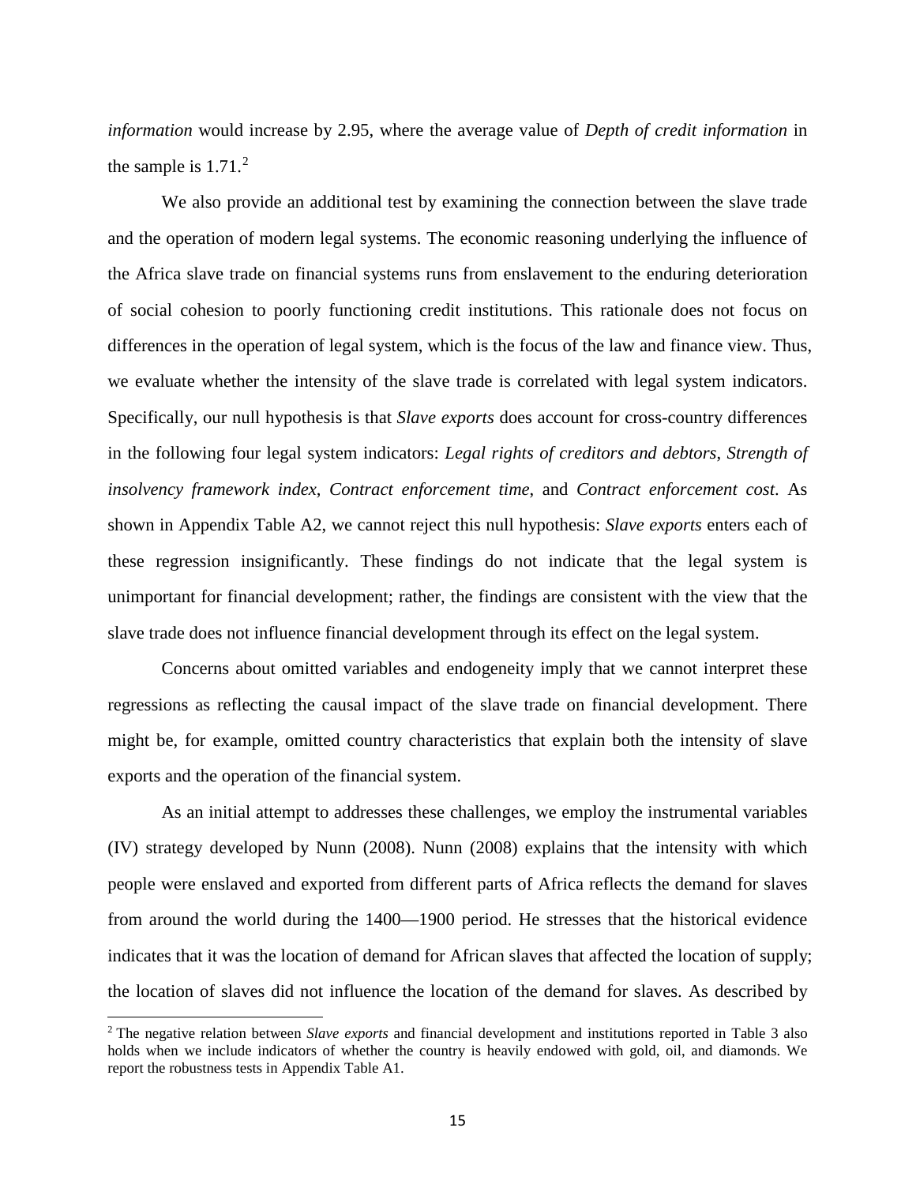*information* would increase by 2.95, where the average value of *Depth of credit information* in the sample is 1.71.[2]

We also provide an additional test by examining the connection between the slave trade and the operation of modern legal systems. The economic reasoning underlying the influence of the Africa slave trade on financial systems runs from enslavement to the enduring deterioration of social cohesion to poorly functioning credit institutions. This rationale does not focus on differences in the operation of legal system, which is the focus of the law and finance view. Thus, we evaluate whether the intensity of the slave trade is correlated with legal system indicators. Specifically, our null hypothesis is that *Slave exports* does account for cross-country differences in the following four legal system indicators: *Legal rights of creditors and debtors*, *Strength of insolvency framework index*, *Contract enforcement time*, and *Contract enforcement cost*. As shown in Appendix Table A2, we cannot reject this null hypothesis: *Slave exports* enters each of these regression insignificantly. These findings do not indicate that the legal system is unimportant for financial development; rather, the findings are consistent with the view that the slave trade does not influence financial development through its effect on the legal system.

Concerns about omitted variables and endogeneity imply that we cannot interpret these regressions as reflecting the causal impact of the slave trade on financial development. There might be, for example, omitted country characteristics that explain both the intensity of slave exports and the operation of the financial system.

As an initial attempt to addresses these challenges, we employ the instrumental variables (IV) strategy developed by Nunn (2008). Nunn (2008) explains that the intensity with which people were enslaved and exported from different parts of Africa reflects the demand for slaves from around the world during the 1400—1900 period. He stresses that the historical evidence indicates that it was the location of demand for African slaves that affected the location of supply; the location of slaves did not influence the location of the demand for slaves. As described by

[2] The negative relation between *Slave exports* and financial development and institutions reported in Table 3 also holds when we include indicators of whether the country is heavily endowed with gold, oil, and diamonds. We report the robustness tests in Appendix Table A1.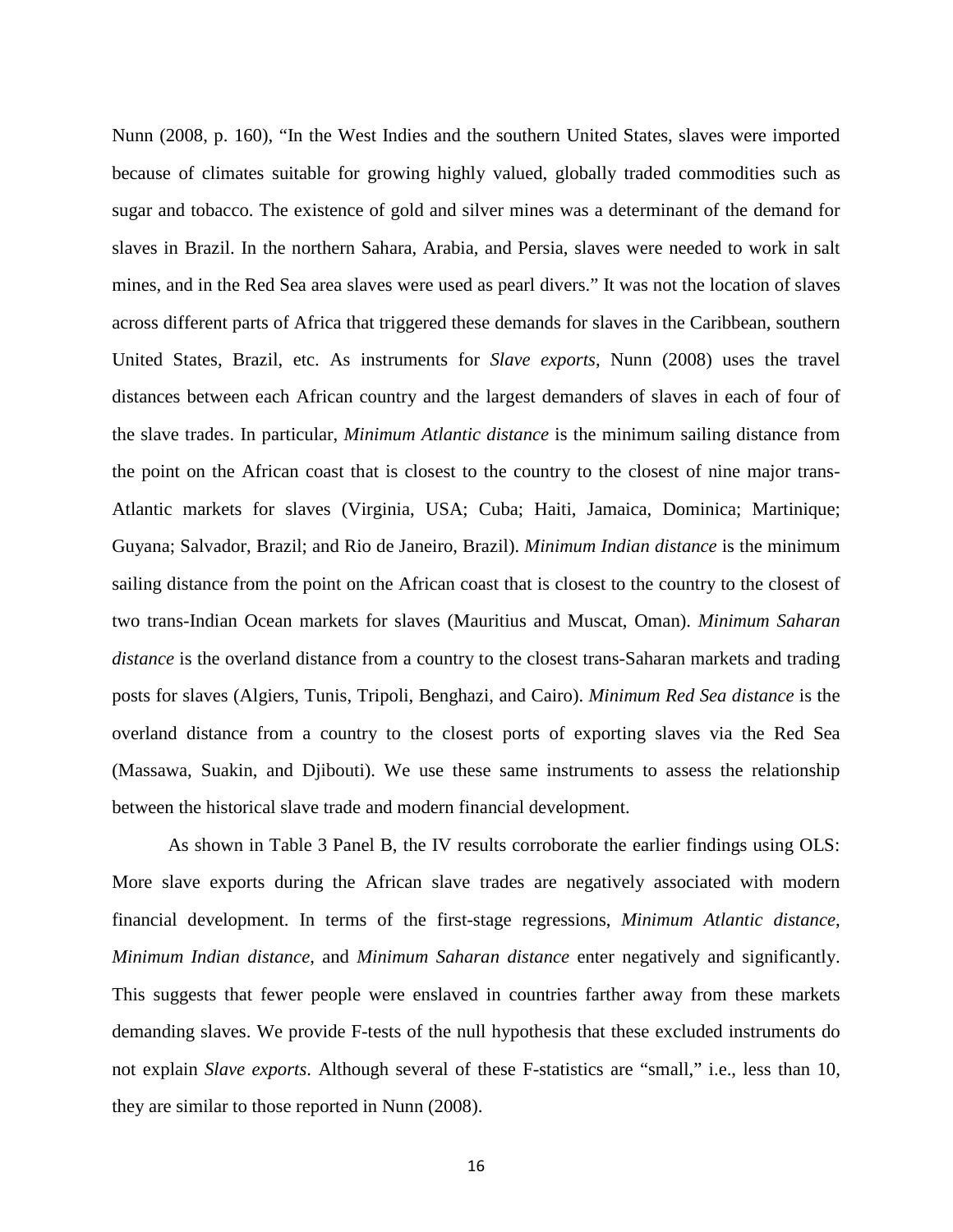Nunn (2008, p. 160), "In the West Indies and the southern United States, slaves were imported because of climates suitable for growing highly valued, globally traded commodities such as sugar and tobacco. The existence of gold and silver mines was a determinant of the demand for slaves in Brazil. In the northern Sahara, Arabia, and Persia, slaves were needed to work in salt mines, and in the Red Sea area slaves were used as pearl divers." It was not the location of slaves across different parts of Africa that triggered these demands for slaves in the Caribbean, southern United States, Brazil, etc. As instruments for *Slave exports*, Nunn (2008) uses the travel distances between each African country and the largest demanders of slaves in each of four of the slave trades. In particular, *Minimum Atlantic distance* is the minimum sailing distance from the point on the African coast that is closest to the country to the closest of nine major trans-Atlantic markets for slaves (Virginia, USA; Cuba; Haiti, Jamaica, Dominica; Martinique; Guyana; Salvador, Brazil; and Rio de Janeiro, Brazil). *Minimum Indian distance* is the minimum sailing distance from the point on the African coast that is closest to the country to the closest of two trans-Indian Ocean markets for slaves (Mauritius and Muscat, Oman). *Minimum Saharan distance* is the overland distance from a country to the closest trans-Saharan markets and trading posts for slaves (Algiers, Tunis, Tripoli, Benghazi, and Cairo). *Minimum Red Sea distance* is the overland distance from a country to the closest ports of exporting slaves via the Red Sea (Massawa, Suakin, and Djibouti). We use these same instruments to assess the relationship between the historical slave trade and modern financial development.

As shown in Table 3 Panel B, the IV results corroborate the earlier findings using OLS: More slave exports during the African slave trades are negatively associated with modern financial development. In terms of the first-stage regressions, *Minimum Atlantic distance*, *Minimum Indian distance*, and *Minimum Saharan distance* enter negatively and significantly. This suggests that fewer people were enslaved in countries farther away from these markets demanding slaves. We provide F-tests of the null hypothesis that these excluded instruments do not explain *Slave exports*. Although several of these F-statistics are "small," i.e., less than 10, they are similar to those reported in Nunn (2008).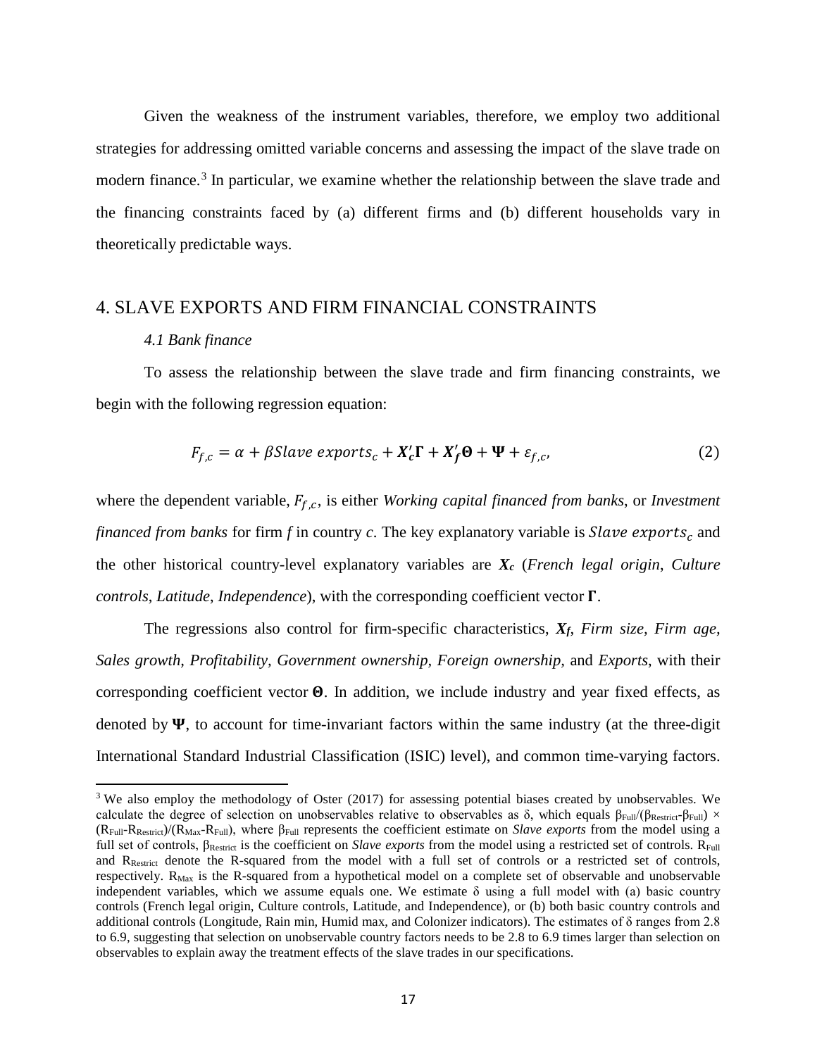Given the weakness of the instrument variables, therefore, we employ two additional strategies for addressing omitted variable concerns and assessing the impact of the slave trade on modern finance.[3] In particular, we examine whether the relationship between the slave trade and the financing constraints faced by (a) different firms and (b) different households vary in theoretically predictable ways.

## 4. SLAVE EXPORTS AND FIRM FINANCIAL CONSTRAINTS

### *4.1 Bank finance*

To assess the relationship between the slave trade and firm financing constraints, we begin with the following regression equation:

$$F_{f,c} = \alpha + \beta Slave\ exports_c + \boldsymbol{X_c'}\boldsymbol{\Gamma} + \boldsymbol{X_f'}\boldsymbol{\Theta} + \boldsymbol{\Psi} + \varepsilon_{f,c}, \tag{2}$$

where the dependent variable, $F_{f,c}$, is either *Working capital financed from banks*, or *Investment financed from banks* for firm *f* in country *c*. The key explanatory variable is $Slave\ exports_c$ and the other historical country-level explanatory variables are $\boldsymbol{X_c}$ (*French legal origin*, *Culture controls*, *Latitude*, *Independence*), with the corresponding coefficient vector $\boldsymbol{\Gamma}$.

The regressions also control for firm-specific characteristics, $\boldsymbol{X_f}$, *Firm size, Firm age, Sales growth, Profitability, Government ownership*, *Foreign ownership,* and *Exports*, with their corresponding coefficient vector $\boldsymbol{\Theta}$. In addition, we include industry and year fixed effects, as denoted by $\boldsymbol{\Psi}$, to account for time-invariant factors within the same industry (at the three-digit International Standard Industrial Classification (ISIC) level), and common time-varying factors.

[3] We also employ the methodology of Oster (2017) for assessing potential biases created by unobservables. We calculate the degree of selection on unobservables relative to observables as $\delta$, which equals $\beta_{Full}/(\beta_{Restrict}-\beta_{Full}) \times (R_{Full}-R_{Restrict})/(R_{Max}-R_{Full})$, where $\beta_{Full}$ represents the coefficient estimate on *Slave exports* from the model using a full set of controls, $\beta_{Restrict}$ is the coefficient on *Slave exports* from the model using a restricted set of controls. $R_{Full}$ and $R_{Restrict}$ denote the R-squared from the model with a full set of controls or a restricted set of controls, respectively. $R_{Max}$ is the R-squared from a hypothetical model on a complete set of observable and unobservable independent variables, which we assume equals one. We estimate $\delta$ using a full model with (a) basic country controls (French legal origin, Culture controls, Latitude, and Independence), or (b) both basic country controls and additional controls (Longitude, Rain min, Humid max, and Colonizer indicators). The estimates of $\delta$ ranges from 2.8 to 6.9, suggesting that selection on unobservable country factors needs to be 2.8 to 6.9 times larger than selection on observables to explain away the treatment effects of the slave trades in our specifications.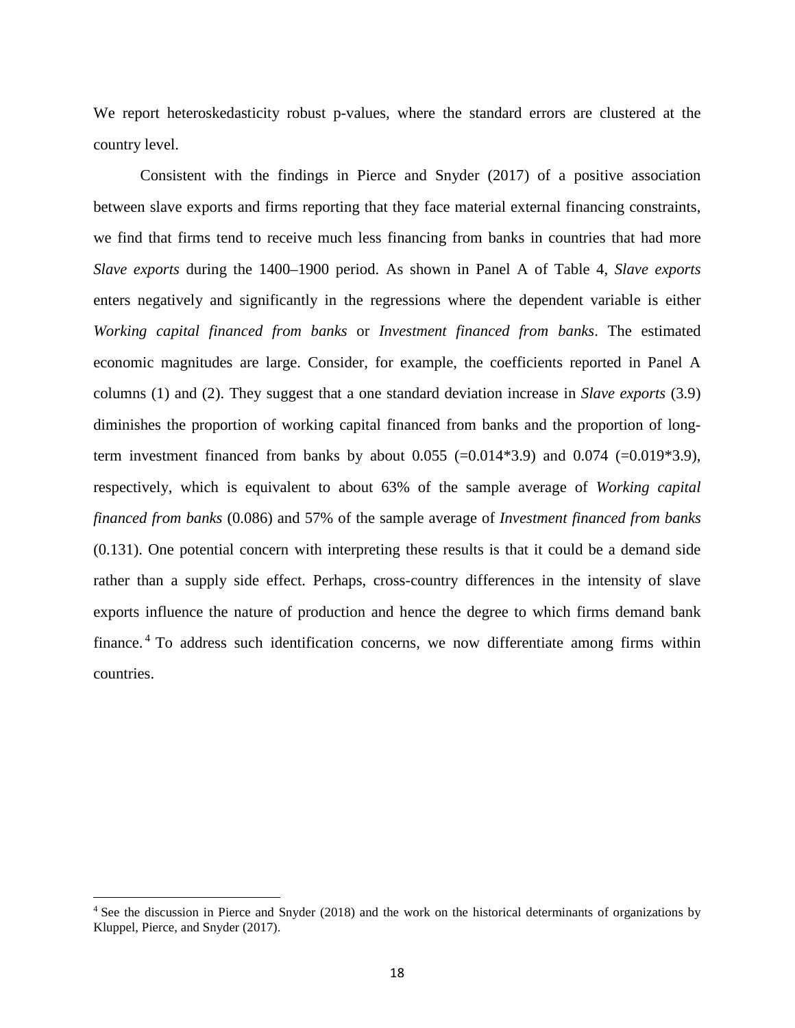We report heteroskedasticity robust p-values, where the standard errors are clustered at the country level.

Consistent with the findings in Pierce and Snyder (2017) of a positive association between slave exports and firms reporting that they face material external financing constraints, we find that firms tend to receive much less financing from banks in countries that had more *Slave exports* during the 1400–1900 period. As shown in Panel A of Table 4, *Slave exports* enters negatively and significantly in the regressions where the dependent variable is either *Working capital financed from banks* or *Investment financed from banks*. The estimated economic magnitudes are large. Consider, for example, the coefficients reported in Panel A columns (1) and (2). They suggest that a one standard deviation increase in *Slave exports* (3.9) diminishes the proportion of working capital financed from banks and the proportion of long-term investment financed from banks by about 0.055 (=0.014*3.9) and 0.074 (=0.019*3.9), respectively, which is equivalent to about 63% of the sample average of *Working capital financed from banks* (0.086) and 57% of the sample average of *Investment financed from banks* (0.131). One potential concern with interpreting these results is that it could be a demand side rather than a supply side effect. Perhaps, cross-country differences in the intensity of slave exports influence the nature of production and hence the degree to which firms demand bank finance.[4] To address such identification concerns, we now differentiate among firms within countries.

[4] See the discussion in Pierce and Snyder (2018) and the work on the historical determinants of organizations by Kluppel, Pierce, and Snyder (2017).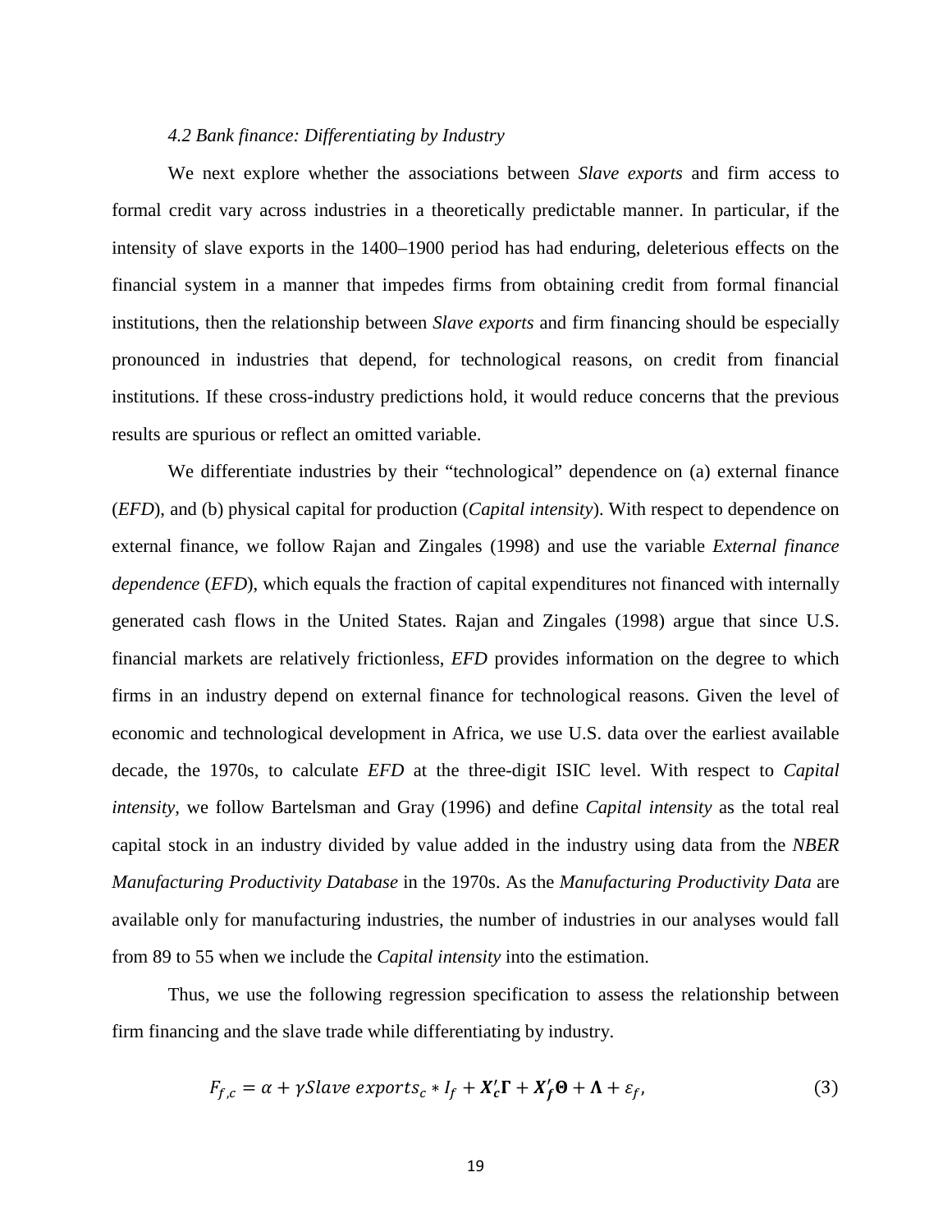### *4.2 Bank finance: Differentiating by Industry*

We next explore whether the associations between *Slave exports* and firm access to formal credit vary across industries in a theoretically predictable manner. In particular, if the intensity of slave exports in the 1400–1900 period has had enduring, deleterious effects on the financial system in a manner that impedes firms from obtaining credit from formal financial institutions, then the relationship between *Slave exports* and firm financing should be especially pronounced in industries that depend, for technological reasons, on credit from financial institutions. If these cross-industry predictions hold, it would reduce concerns that the previous results are spurious or reflect an omitted variable.

We differentiate industries by their "technological" dependence on (a) external finance (*EFD*), and (b) physical capital for production (*Capital intensity*). With respect to dependence on external finance, we follow Rajan and Zingales (1998) and use the variable *External finance dependence* (*EFD*), which equals the fraction of capital expenditures not financed with internally generated cash flows in the United States. Rajan and Zingales (1998) argue that since U.S. financial markets are relatively frictionless, *EFD* provides information on the degree to which firms in an industry depend on external finance for technological reasons. Given the level of economic and technological development in Africa, we use U.S. data over the earliest available decade, the 1970s, to calculate *EFD* at the three-digit ISIC level. With respect to *Capital intensity*, we follow Bartelsman and Gray (1996) and define *Capital intensity* as the total real capital stock in an industry divided by value added in the industry using data from the *NBER Manufacturing Productivity Database* in the 1970s. As the *Manufacturing Productivity Data* are available only for manufacturing industries, the number of industries in our analyses would fall from 89 to 55 when we include the *Capital intensity* into the estimation.

Thus, we use the following regression specification to assess the relationship between firm financing and the slave trade while differentiating by industry.

$$F_{f,c} = \alpha + \gamma Slave\ exports_c * I_f + \boldsymbol{X}_c'\boldsymbol{\Gamma} + \boldsymbol{X}_f'\boldsymbol{\Theta} + \boldsymbol{\Lambda} + \varepsilon_f, \tag{3}$$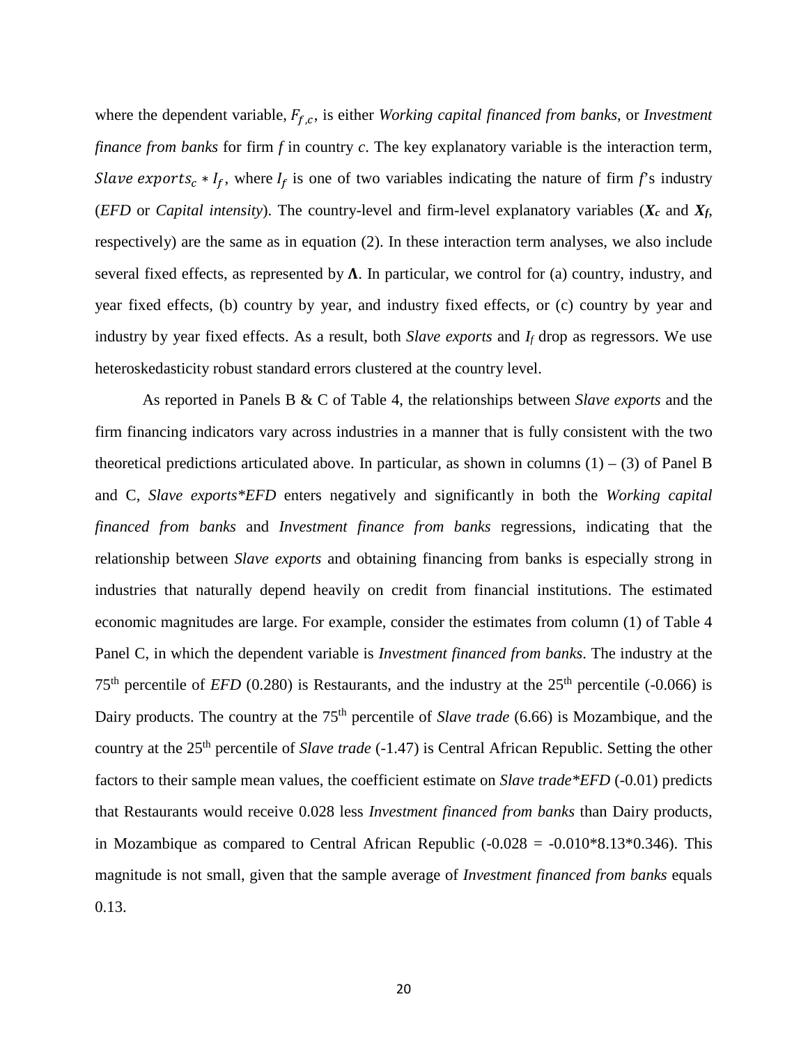where the dependent variable, $F_{f,c}$, is either *Working capital financed from banks*, or *Investment finance from banks* for firm *f* in country *c*. The key explanatory variable is the interaction term, $Slave\ exports_c * I_f$, where $I_f$ is one of two variables indicating the nature of firm *f*'s industry (*EFD* or *Capital intensity*). The country-level and firm-level explanatory variables ($\boldsymbol{X_c}$ and $\boldsymbol{X_f}$, respectively) are the same as in equation (2). In these interaction term analyses, we also include several fixed effects, as represented by $\boldsymbol{\Lambda}$. In particular, we control for (a) country, industry, and year fixed effects, (b) country by year, and industry fixed effects, or (c) country by year and industry by year fixed effects. As a result, both *Slave exports* and $I_f$ drop as regressors. We use heteroskedasticity robust standard errors clustered at the country level.

As reported in Panels B & C of Table 4, the relationships between *Slave exports* and the firm financing indicators vary across industries in a manner that is fully consistent with the two theoretical predictions articulated above. In particular, as shown in columns (1) – (3) of Panel B and C, *Slave exports*EFD* enters negatively and significantly in both the *Working capital financed from banks* and *Investment finance from banks* regressions, indicating that the relationship between *Slave exports* and obtaining financing from banks is especially strong in industries that naturally depend heavily on credit from financial institutions. The estimated economic magnitudes are large. For example, consider the estimates from column (1) of Table 4 Panel C, in which the dependent variable is *Investment financed from banks*. The industry at the 75th percentile of *EFD* (0.280) is Restaurants, and the industry at the 25th percentile (-0.066) is Dairy products. The country at the 75th percentile of *Slave trade* (6.66) is Mozambique, and the country at the 25th percentile of *Slave trade* (-1.47) is Central African Republic. Setting the other factors to their sample mean values, the coefficient estimate on *Slave trade*EFD* (-0.01) predicts that Restaurants would receive 0.028 less *Investment financed from banks* than Dairy products, in Mozambique as compared to Central African Republic (-0.028 = -0.010*8.13*0.346). This magnitude is not small, given that the sample average of *Investment financed from banks* equals 0.13.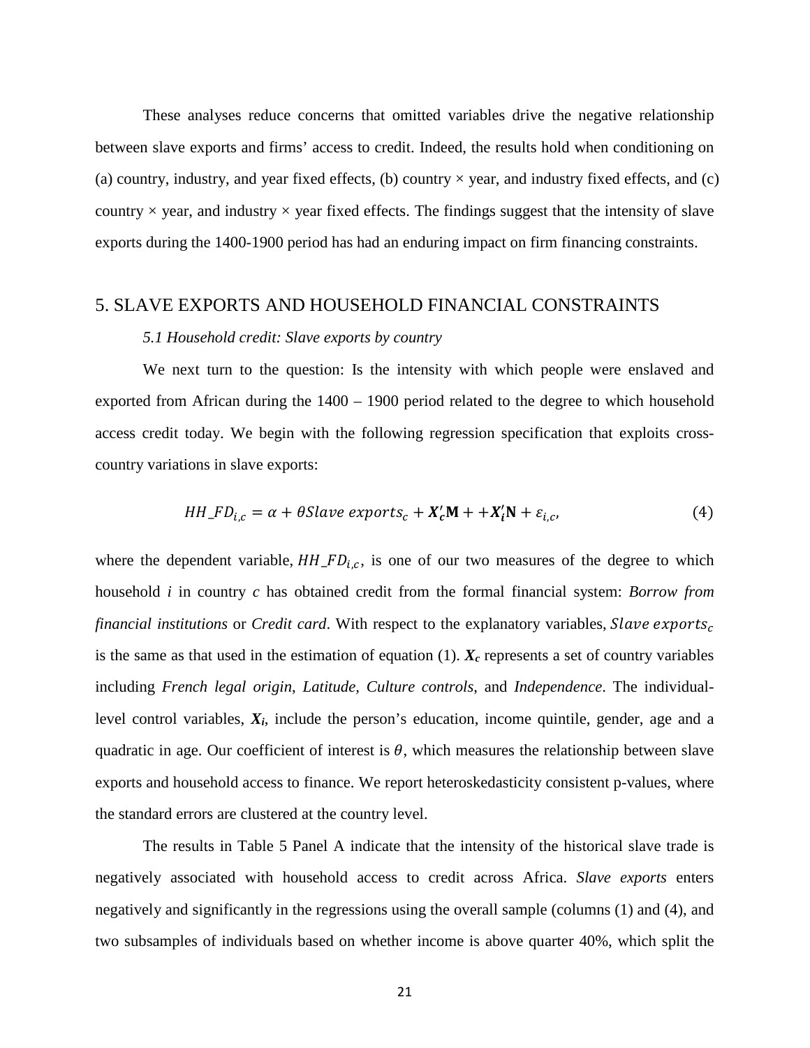These analyses reduce concerns that omitted variables drive the negative relationship between slave exports and firms' access to credit. Indeed, the results hold when conditioning on (a) country, industry, and year fixed effects, (b) country × year, and industry fixed effects, and (c) country × year, and industry × year fixed effects. The findings suggest that the intensity of slave exports during the 1400-1900 period has had an enduring impact on firm financing constraints.

## 5. SLAVE EXPORTS AND HOUSEHOLD FINANCIAL CONSTRAINTS

### *5.1 Household credit: Slave exports by country*

We next turn to the question: Is the intensity with which people were enslaved and exported from African during the 1400 – 1900 period related to the degree to which household access credit today. We begin with the following regression specification that exploits cross-country variations in slave exports:

$$HH\_FD_{i,c} = \alpha + \theta Slave\ exports_c + \boldsymbol{X_c'}\mathbf{M} + +\boldsymbol{X_i'}\mathbf{N} + \varepsilon_{i,c}, \tag{4}$$

where the dependent variable, $HH\_FD_{i,c}$, is one of our two measures of the degree to which household *i* in country *c* has obtained credit from the formal financial system: *Borrow from financial institutions* or *Credit card*. With respect to the explanatory variables, $Slave\ exports_c$ is the same as that used in the estimation of equation (1). $\boldsymbol{X_c}$ represents a set of country variables including *French legal origin*, *Latitude*, *Culture controls*, and *Independence*. The individual-level control variables, $\boldsymbol{X_i}$, include the person's education, income quintile, gender, age and a quadratic in age. Our coefficient of interest is $\theta$, which measures the relationship between slave exports and household access to finance. We report heteroskedasticity consistent p-values, where the standard errors are clustered at the country level.

The results in Table 5 Panel A indicate that the intensity of the historical slave trade is negatively associated with household access to credit across Africa. *Slave exports* enters negatively and significantly in the regressions using the overall sample (columns (1) and (4), and two subsamples of individuals based on whether income is above quarter 40%, which split the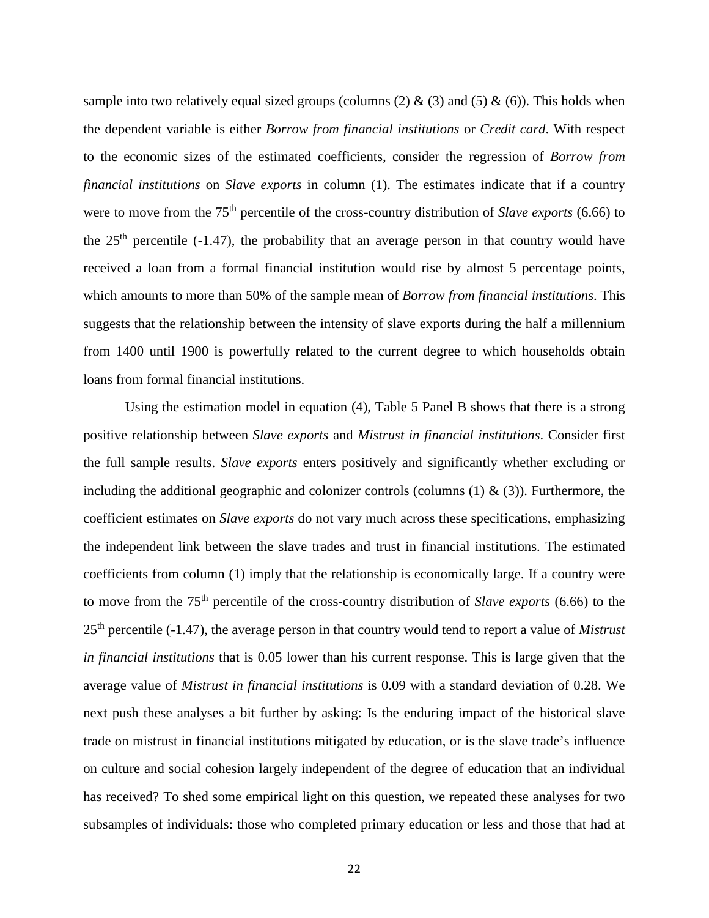sample into two relatively equal sized groups (columns (2) & (3) and (5) & (6)). This holds when the dependent variable is either *Borrow from financial institutions* or *Credit card*. With respect to the economic sizes of the estimated coefficients, consider the regression of *Borrow from financial institutions* on *Slave exports* in column (1). The estimates indicate that if a country were to move from the 75$^{th}$ percentile of the cross-country distribution of *Slave exports* (6.66) to the 25$^{th}$ percentile (-1.47), the probability that an average person in that country would have received a loan from a formal financial institution would rise by almost 5 percentage points, which amounts to more than 50% of the sample mean of *Borrow from financial institutions*. This suggests that the relationship between the intensity of slave exports during the half a millennium from 1400 until 1900 is powerfully related to the current degree to which households obtain loans from formal financial institutions.

Using the estimation model in equation (4), Table 5 Panel B shows that there is a strong positive relationship between *Slave exports* and *Mistrust in financial institutions*. Consider first the full sample results. *Slave exports* enters positively and significantly whether excluding or including the additional geographic and colonizer controls (columns (1) & (3)). Furthermore, the coefficient estimates on *Slave exports* do not vary much across these specifications, emphasizing the independent link between the slave trades and trust in financial institutions. The estimated coefficients from column (1) imply that the relationship is economically large. If a country were to move from the 75$^{th}$ percentile of the cross-country distribution of *Slave exports* (6.66) to the 25$^{th}$ percentile (-1.47), the average person in that country would tend to report a value of *Mistrust in financial institutions* that is 0.05 lower than his current response. This is large given that the average value of *Mistrust in financial institutions* is 0.09 with a standard deviation of 0.28. We next push these analyses a bit further by asking: Is the enduring impact of the historical slave trade on mistrust in financial institutions mitigated by education, or is the slave trade's influence on culture and social cohesion largely independent of the degree of education that an individual has received? To shed some empirical light on this question, we repeated these analyses for two subsamples of individuals: those who completed primary education or less and those that had at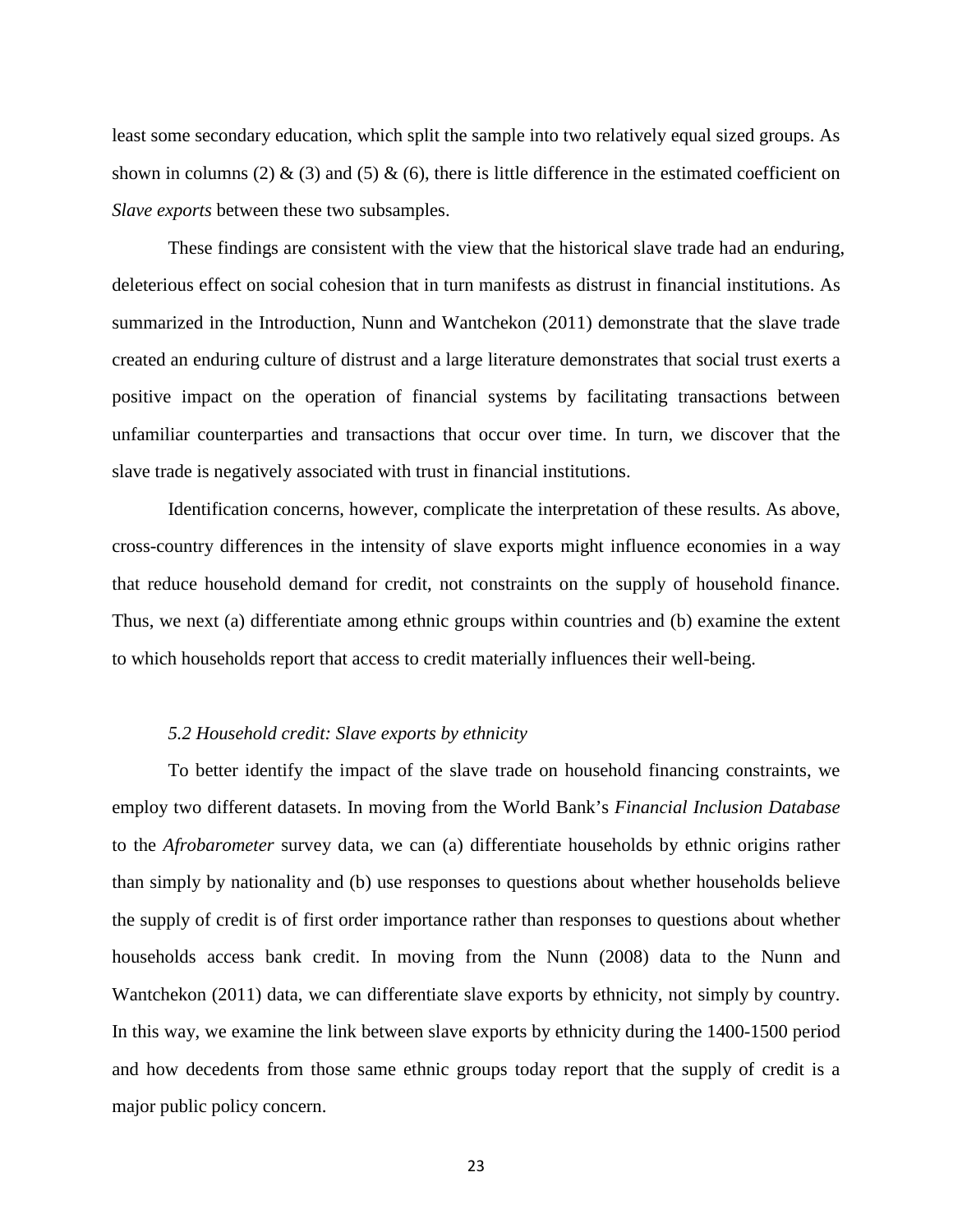least some secondary education, which split the sample into two relatively equal sized groups. As shown in columns (2) & (3) and (5) & (6), there is little difference in the estimated coefficient on *Slave exports* between these two subsamples.

These findings are consistent with the view that the historical slave trade had an enduring, deleterious effect on social cohesion that in turn manifests as distrust in financial institutions. As summarized in the Introduction, Nunn and Wantchekon (2011) demonstrate that the slave trade created an enduring culture of distrust and a large literature demonstrates that social trust exerts a positive impact on the operation of financial systems by facilitating transactions between unfamiliar counterparties and transactions that occur over time. In turn, we discover that the slave trade is negatively associated with trust in financial institutions.

Identification concerns, however, complicate the interpretation of these results. As above, cross-country differences in the intensity of slave exports might influence economies in a way that reduce household demand for credit, not constraints on the supply of household finance. Thus, we next (a) differentiate among ethnic groups within countries and (b) examine the extent to which households report that access to credit materially influences their well-being.

### *5.2 Household credit: Slave exports by ethnicity*

To better identify the impact of the slave trade on household financing constraints, we employ two different datasets. In moving from the World Bank's *Financial Inclusion Database* to the *Afrobarometer* survey data, we can (a) differentiate households by ethnic origins rather than simply by nationality and (b) use responses to questions about whether households believe the supply of credit is of first order importance rather than responses to questions about whether households access bank credit. In moving from the Nunn (2008) data to the Nunn and Wantchekon (2011) data, we can differentiate slave exports by ethnicity, not simply by country. In this way, we examine the link between slave exports by ethnicity during the 1400-1500 period and how decedents from those same ethnic groups today report that the supply of credit is a major public policy concern.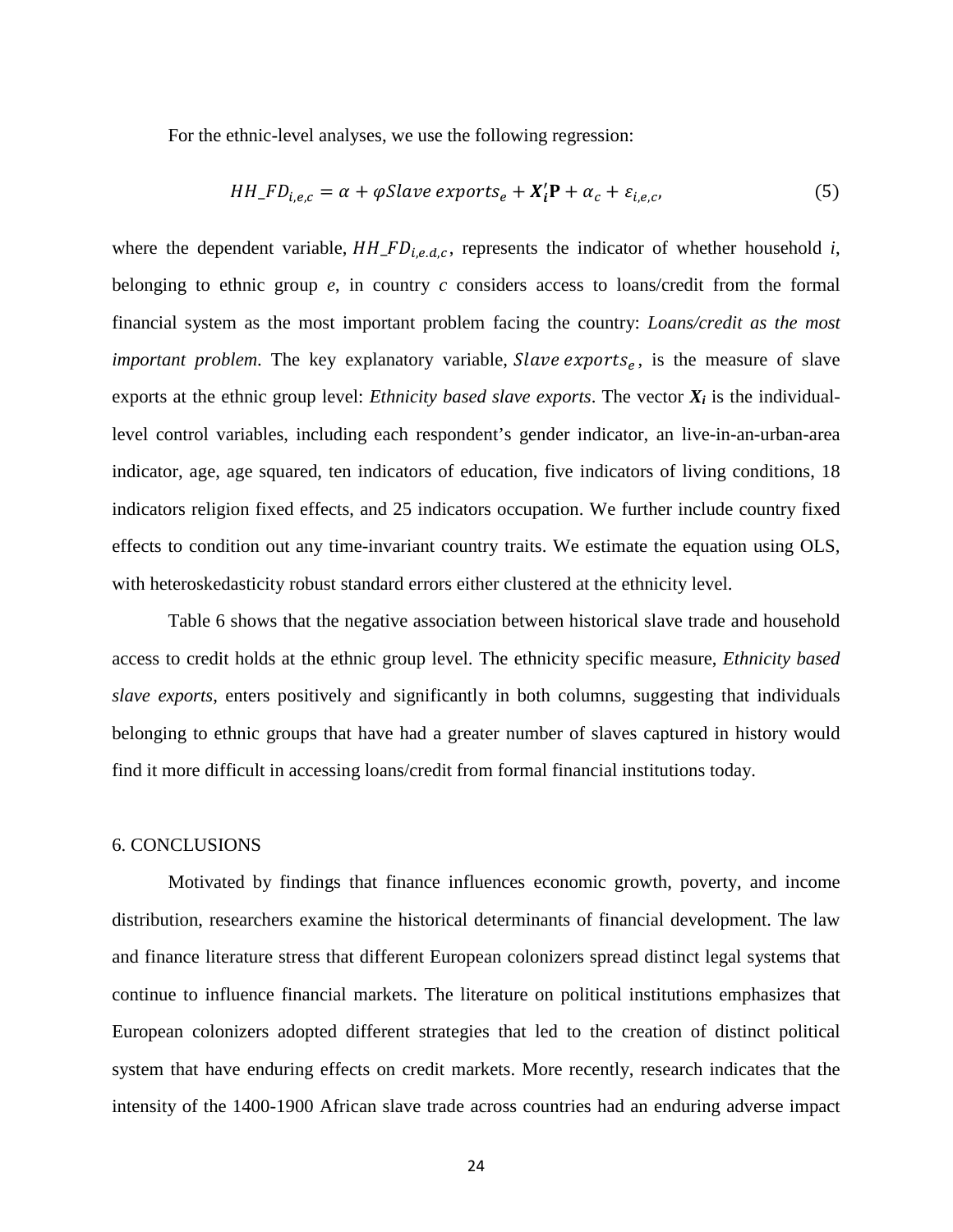For the ethnic-level analyses, we use the following regression:

$$HH\_FD_{i,e,c} = \alpha + \varphi Slave\ exports_e + \boldsymbol{X_i'}\mathbf{P} + \alpha_c + \varepsilon_{i,e,c}, \tag{5}$$

where the dependent variable, $HH\_FD_{i,e.d,c}$, represents the indicator of whether household *i*, belonging to ethnic group *e*, in country *c* considers access to loans/credit from the formal financial system as the most important problem facing the country: *Loans/credit as the most important problem*. The key explanatory variable, $Slave\ exports_e$, is the measure of slave exports at the ethnic group level: *Ethnicity based slave exports*. The vector $\boldsymbol{X_i}$ is the individual-level control variables, including each respondent's gender indicator, an live-in-an-urban-area indicator, age, age squared, ten indicators of education, five indicators of living conditions, 18 indicators religion fixed effects, and 25 indicators occupation. We further include country fixed effects to condition out any time-invariant country traits. We estimate the equation using OLS, with heteroskedasticity robust standard errors either clustered at the ethnicity level.

Table 6 shows that the negative association between historical slave trade and household access to credit holds at the ethnic group level. The ethnicity specific measure, *Ethnicity based slave exports*, enters positively and significantly in both columns, suggesting that individuals belonging to ethnic groups that have had a greater number of slaves captured in history would find it more difficult in accessing loans/credit from formal financial institutions today.

## 6. CONCLUSIONS

Motivated by findings that finance influences economic growth, poverty, and income distribution, researchers examine the historical determinants of financial development. The law and finance literature stress that different European colonizers spread distinct legal systems that continue to influence financial markets. The literature on political institutions emphasizes that European colonizers adopted different strategies that led to the creation of distinct political system that have enduring effects on credit markets. More recently, research indicates that the intensity of the 1400-1900 African slave trade across countries had an enduring adverse impact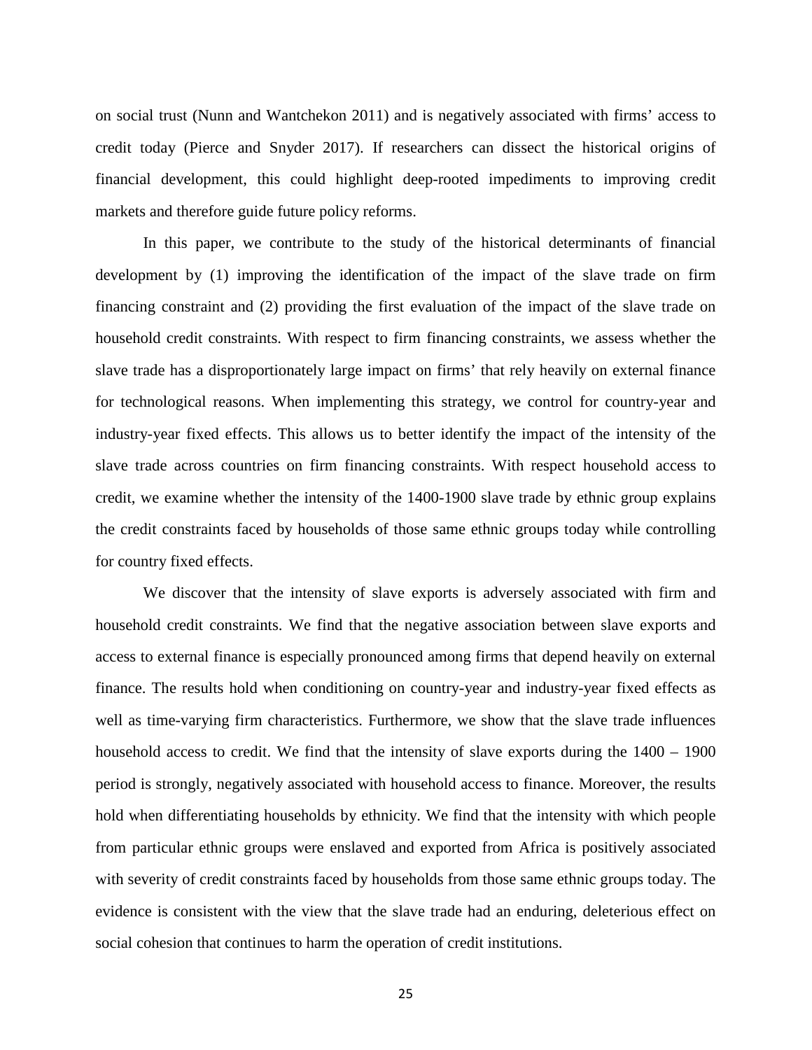on social trust (Nunn and Wantchekon 2011) and is negatively associated with firms' access to credit today (Pierce and Snyder 2017). If researchers can dissect the historical origins of financial development, this could highlight deep-rooted impediments to improving credit markets and therefore guide future policy reforms.

In this paper, we contribute to the study of the historical determinants of financial development by (1) improving the identification of the impact of the slave trade on firm financing constraint and (2) providing the first evaluation of the impact of the slave trade on household credit constraints. With respect to firm financing constraints, we assess whether the slave trade has a disproportionately large impact on firms' that rely heavily on external finance for technological reasons. When implementing this strategy, we control for country-year and industry-year fixed effects. This allows us to better identify the impact of the intensity of the slave trade across countries on firm financing constraints. With respect household access to credit, we examine whether the intensity of the 1400-1900 slave trade by ethnic group explains the credit constraints faced by households of those same ethnic groups today while controlling for country fixed effects.

We discover that the intensity of slave exports is adversely associated with firm and household credit constraints. We find that the negative association between slave exports and access to external finance is especially pronounced among firms that depend heavily on external finance. The results hold when conditioning on country-year and industry-year fixed effects as well as time-varying firm characteristics. Furthermore, we show that the slave trade influences household access to credit. We find that the intensity of slave exports during the 1400 – 1900 period is strongly, negatively associated with household access to finance. Moreover, the results hold when differentiating households by ethnicity. We find that the intensity with which people from particular ethnic groups were enslaved and exported from Africa is positively associated with severity of credit constraints faced by households from those same ethnic groups today. The evidence is consistent with the view that the slave trade had an enduring, deleterious effect on social cohesion that continues to harm the operation of credit institutions.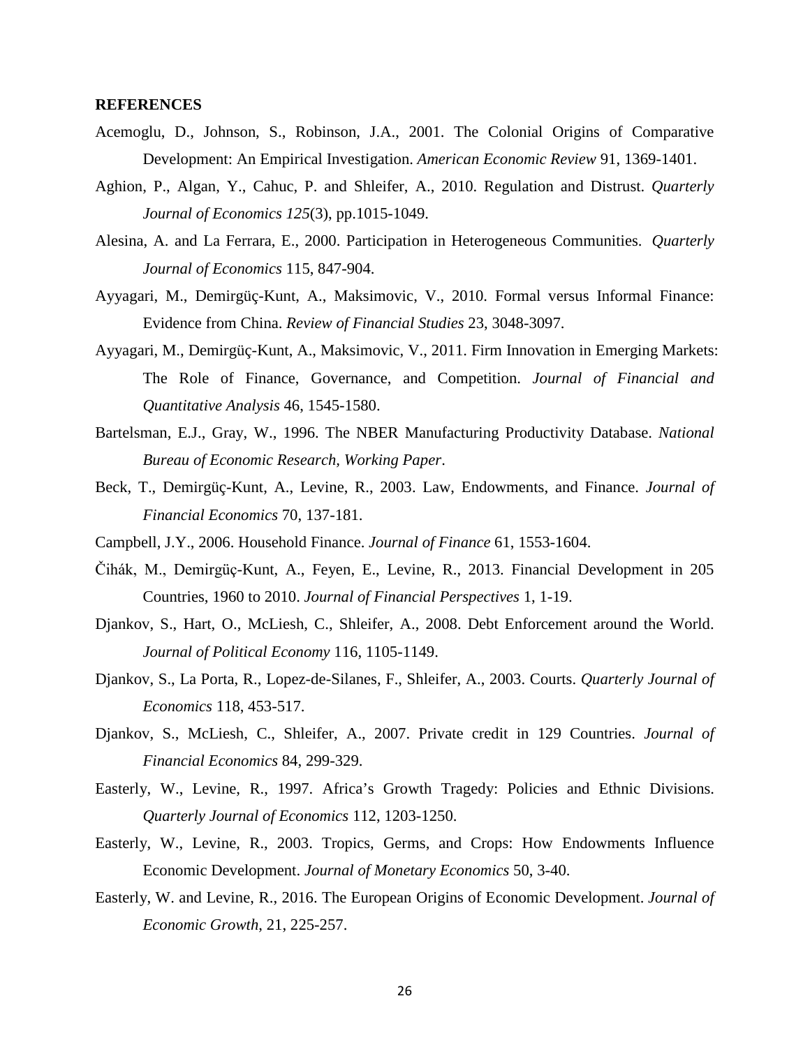**REFERENCES**

Acemoglu, D., Johnson, S., Robinson, J.A., 2001. The Colonial Origins of Comparative Development: An Empirical Investigation. *American Economic Review* 91, 1369-1401.

Aghion, P., Algan, Y., Cahuc, P. and Shleifer, A., 2010. Regulation and Distrust. *Quarterly Journal of Economics 125*(3), pp.1015-1049.

Alesina, A. and La Ferrara, E., 2000. Participation in Heterogeneous Communities. *Quarterly Journal of Economics* 115, 847-904.

Ayyagari, M., Demirgüç-Kunt, A., Maksimovic, V., 2010. Formal versus Informal Finance: Evidence from China. *Review of Financial Studies* 23, 3048-3097.

Ayyagari, M., Demirgüç-Kunt, A., Maksimovic, V., 2011. Firm Innovation in Emerging Markets: The Role of Finance, Governance, and Competition. *Journal of Financial and Quantitative Analysis* 46, 1545-1580.

Bartelsman, E.J., Gray, W., 1996. The NBER Manufacturing Productivity Database. *National Bureau of Economic Research, Working Paper*.

Beck, T., Demirgüç-Kunt, A., Levine, R., 2003. Law, Endowments, and Finance. *Journal of Financial Economics* 70, 137-181.

Campbell, J.Y., 2006. Household Finance. *Journal of Finance* 61, 1553-1604.

Čihák, M., Demirgüç-Kunt, A., Feyen, E., Levine, R., 2013. Financial Development in 205 Countries, 1960 to 2010. *Journal of Financial Perspectives* 1, 1-19.

Djankov, S., Hart, O., McLiesh, C., Shleifer, A., 2008. Debt Enforcement around the World. *Journal of Political Economy* 116, 1105-1149.

Djankov, S., La Porta, R., Lopez-de-Silanes, F., Shleifer, A., 2003. Courts. *Quarterly Journal of Economics* 118, 453-517.

Djankov, S., McLiesh, C., Shleifer, A., 2007. Private credit in 129 Countries. *Journal of Financial Economics* 84, 299-329.

Easterly, W., Levine, R., 1997. Africa's Growth Tragedy: Policies and Ethnic Divisions. *Quarterly Journal of Economics* 112, 1203-1250.

Easterly, W., Levine, R., 2003. Tropics, Germs, and Crops: How Endowments Influence Economic Development. *Journal of Monetary Economics* 50, 3-40.

Easterly, W. and Levine, R., 2016. The European Origins of Economic Development. *Journal of Economic Growth*, 21, 225-257.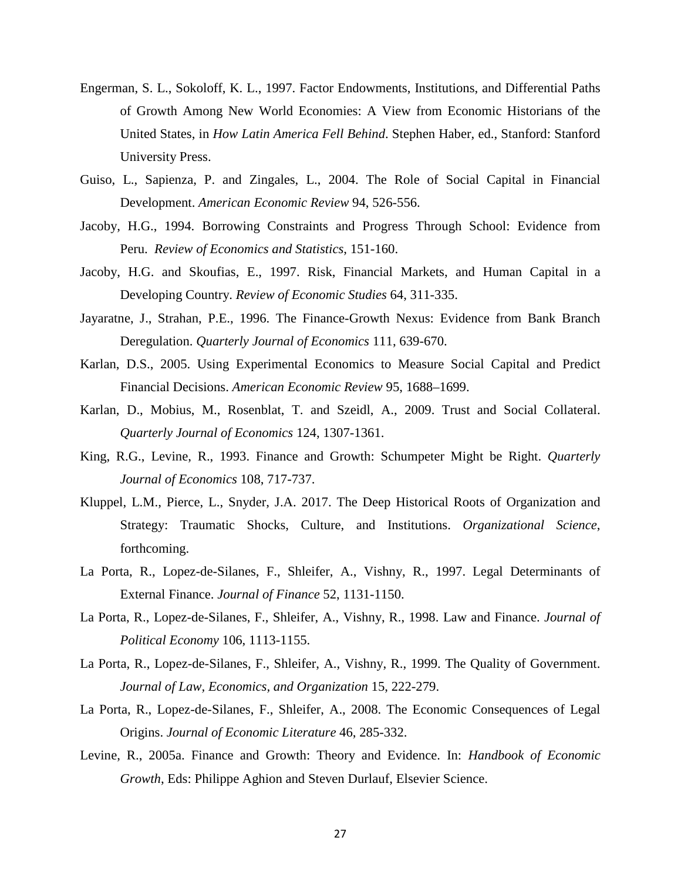Engerman, S. L., Sokoloff, K. L., 1997. Factor Endowments, Institutions, and Differential Paths of Growth Among New World Economies: A View from Economic Historians of the United States, in *How Latin America Fell Behind*. Stephen Haber, ed., Stanford: Stanford University Press.

Guiso, L., Sapienza, P. and Zingales, L., 2004. The Role of Social Capital in Financial Development. *American Economic Review* 94, 526-556.

Jacoby, H.G., 1994. Borrowing Constraints and Progress Through School: Evidence from Peru. *Review of Economics and Statistics*, 151-160.

Jacoby, H.G. and Skoufias, E., 1997. Risk, Financial Markets, and Human Capital in a Developing Country. *Review of Economic Studies* 64, 311-335.

Jayaratne, J., Strahan, P.E., 1996. The Finance-Growth Nexus: Evidence from Bank Branch Deregulation. *Quarterly Journal of Economics* 111, 639-670.

Karlan, D.S., 2005. Using Experimental Economics to Measure Social Capital and Predict Financial Decisions. *American Economic Review* 95, 1688–1699.

Karlan, D., Mobius, M., Rosenblat, T. and Szeidl, A., 2009. Trust and Social Collateral. *Quarterly Journal of Economics* 124, 1307-1361.

King, R.G., Levine, R., 1993. Finance and Growth: Schumpeter Might be Right. *Quarterly Journal of Economics* 108, 717-737.

Kluppel, L.M., Pierce, L., Snyder, J.A. 2017. The Deep Historical Roots of Organization and Strategy: Traumatic Shocks, Culture, and Institutions. *Organizational Science*, forthcoming.

La Porta, R., Lopez-de-Silanes, F., Shleifer, A., Vishny, R., 1997. Legal Determinants of External Finance. *Journal of Finance* 52, 1131-1150.

La Porta, R., Lopez-de-Silanes, F., Shleifer, A., Vishny, R., 1998. Law and Finance. *Journal of Political Economy* 106, 1113-1155.

La Porta, R., Lopez-de-Silanes, F., Shleifer, A., Vishny, R., 1999. The Quality of Government. *Journal of Law, Economics, and Organization* 15, 222-279.

La Porta, R., Lopez-de-Silanes, F., Shleifer, A., 2008. The Economic Consequences of Legal Origins. *Journal of Economic Literature* 46, 285-332.

Levine, R., 2005a. Finance and Growth: Theory and Evidence. In: *Handbook of Economic Growth*, Eds: Philippe Aghion and Steven Durlauf, Elsevier Science.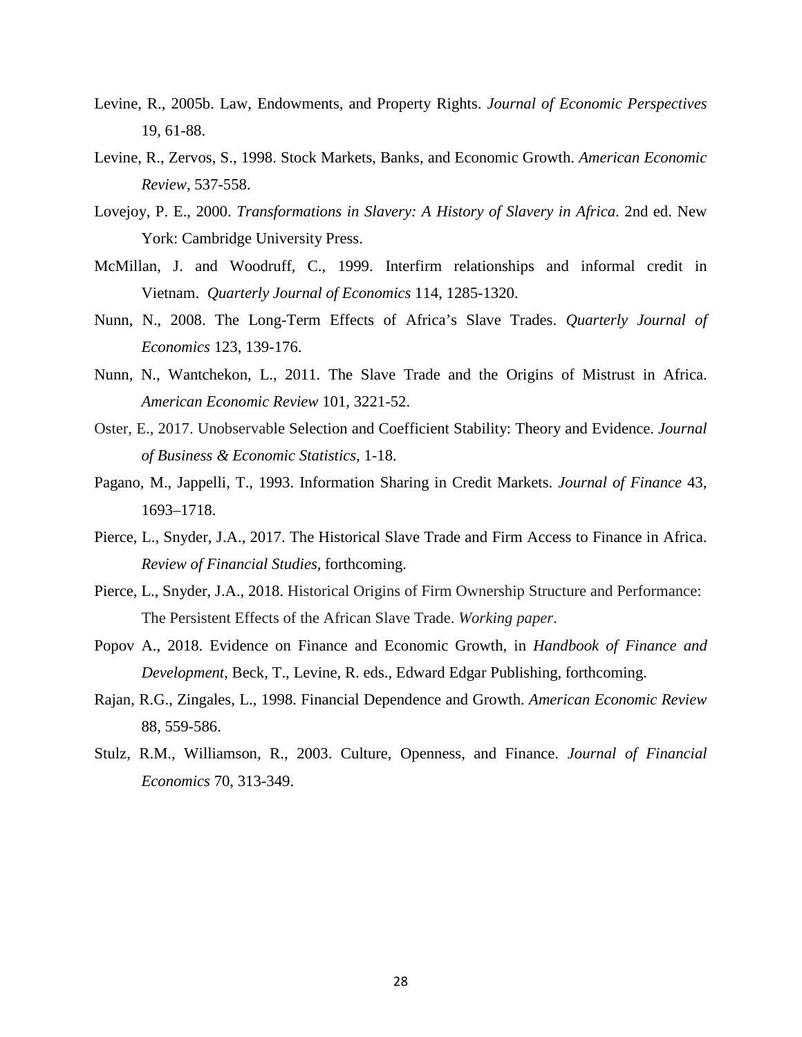Levine, R., 2005b. Law, Endowments, and Property Rights. *Journal of Economic Perspectives* 19, 61-88.

Levine, R., Zervos, S., 1998. Stock Markets, Banks, and Economic Growth. *American Economic Review*, 537-558.

Lovejoy, P. E., 2000. *Transformations in Slavery: A History of Slavery in Africa*. 2nd ed. New York: Cambridge University Press.

McMillan, J. and Woodruff, C., 1999. Interfirm relationships and informal credit in Vietnam. *Quarterly Journal of Economics* 114, 1285-1320.

Nunn, N., 2008. The Long-Term Effects of Africa's Slave Trades. *Quarterly Journal of Economics* 123, 139-176.

Nunn, N., Wantchekon, L., 2011. The Slave Trade and the Origins of Mistrust in Africa. *American Economic Review* 101, 3221-52.

Oster, E., 2017. Unobservable Selection and Coefficient Stability: Theory and Evidence. *Journal of Business & Economic Statistics*, 1-18.

Pagano, M., Jappelli, T., 1993. Information Sharing in Credit Markets. *Journal of Finance* 43, 1693–1718.

Pierce, L., Snyder, J.A., 2017. The Historical Slave Trade and Firm Access to Finance in Africa. *Review of Financial Studies*, forthcoming.

Pierce, L., Snyder, J.A., 2018. Historical Origins of Firm Ownership Structure and Performance: The Persistent Effects of the African Slave Trade. *Working paper*.

Popov A., 2018. Evidence on Finance and Economic Growth, in *Handbook of Finance and Development*, Beck, T., Levine, R. eds., Edward Edgar Publishing, forthcoming.

Rajan, R.G., Zingales, L., 1998. Financial Dependence and Growth. *American Economic Review* 88, 559-586.

Stulz, R.M., Williamson, R., 2003. Culture, Openness, and Finance. *Journal of Financial Economics* 70, 313-349.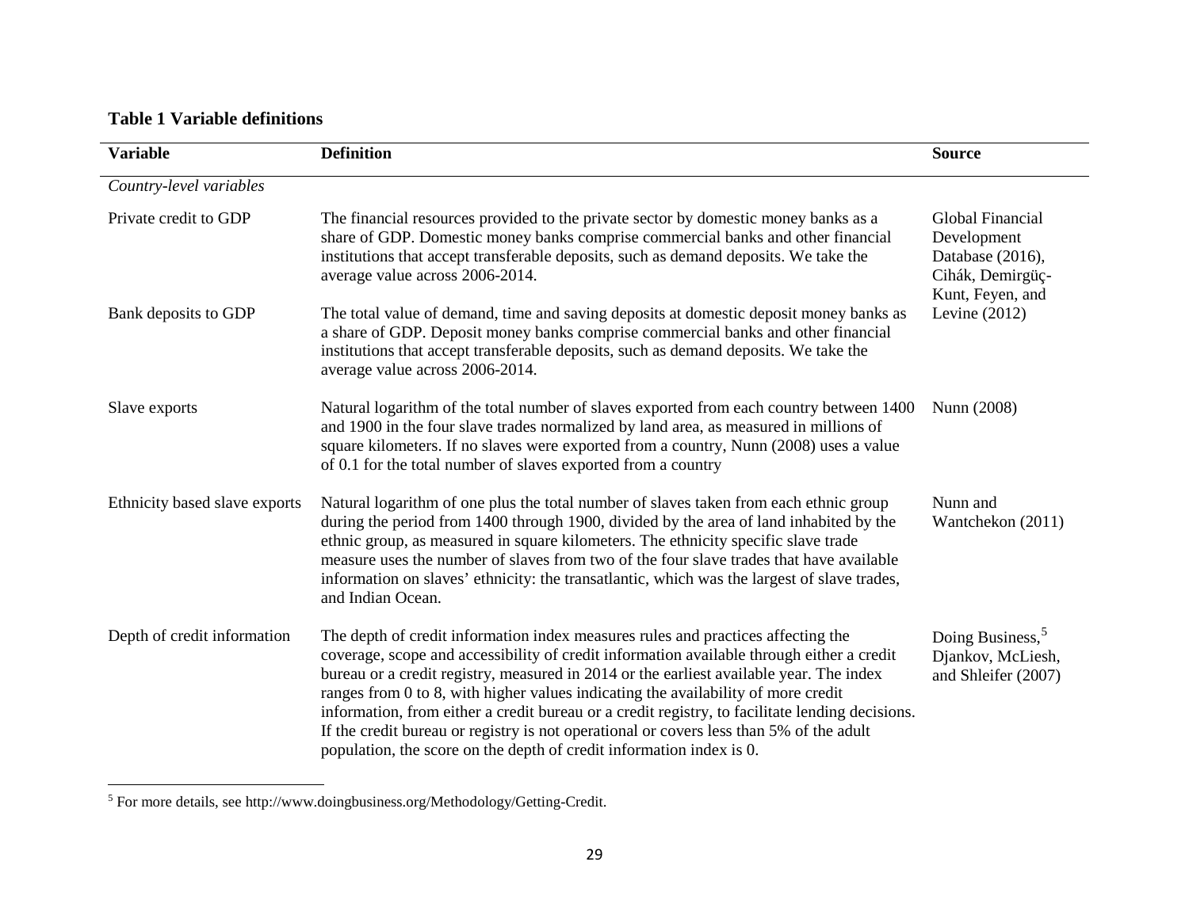**Table 1 Variable definitions**

| Variable | Definition | Source |
|---|---|---|
| *Country-level variables* | | |
| Private credit to GDP | The financial resources provided to the private sector by domestic money banks as a share of GDP. Domestic money banks comprise commercial banks and other financial institutions that accept transferable deposits, such as demand deposits. We take the average value across 2006-2014. | Global Financial Development Database (2016), Cihák, Demirgüç-Kunt, Feyen, and Levine (2012) |
| Bank deposits to GDP | The total value of demand, time and saving deposits at domestic deposit money banks as a share of GDP. Deposit money banks comprise commercial banks and other financial institutions that accept transferable deposits, such as demand deposits. We take the average value across 2006-2014. | |
| Slave exports | Natural logarithm of the total number of slaves exported from each country between 1400 and 1900 in the four slave trades normalized by land area, as measured in millions of square kilometers. If no slaves were exported from a country, Nunn (2008) uses a value of 0.1 for the total number of slaves exported from a country | Nunn (2008) |
| Ethnicity based slave exports | Natural logarithm of one plus the total number of slaves taken from each ethnic group during the period from 1400 through 1900, divided by the area of land inhabited by the ethnic group, as measured in square kilometers. The ethnicity specific slave trade measure uses the number of slaves from two of the four slave trades that have available information on slaves' ethnicity: the transatlantic, which was the largest of slave trades, and Indian Ocean. | Nunn and Wantchekon (2011) |
| Depth of credit information | The depth of credit information index measures rules and practices affecting the coverage, scope and accessibility of credit information available through either a credit bureau or a credit registry, measured in 2014 or the earliest available year. The index ranges from 0 to 8, with higher values indicating the availability of more credit information, from either a credit bureau or a credit registry, to facilitate lending decisions. If the credit bureau or registry is not operational or covers less than 5% of the adult population, the score on the depth of credit information index is 0. | Doing Business,[5] Djankov, McLiesh, and Shleifer (2007) |

[5] For more details, see http://www.doingbusiness.org/Methodology/Getting-Credit.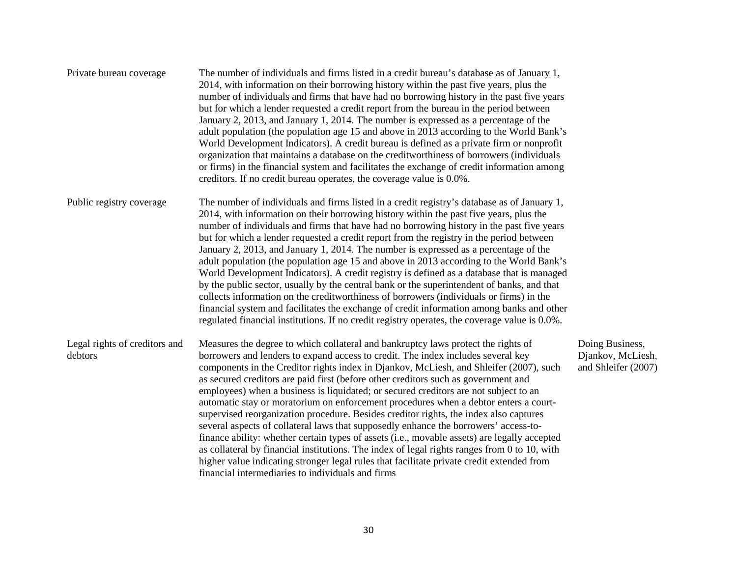| | | |
|---|---|---|
| Private bureau coverage | The number of individuals and firms listed in a credit bureau's database as of January 1, 2014, with information on their borrowing history within the past five years, plus the number of individuals and firms that have had no borrowing history in the past five years but for which a lender requested a credit report from the bureau in the period between January 2, 2013, and January 1, 2014. The number is expressed as a percentage of the adult population (the population age 15 and above in 2013 according to the World Bank's World Development Indicators). A credit bureau is defined as a private firm or nonprofit organization that maintains a database on the creditworthiness of borrowers (individuals or firms) in the financial system and facilitates the exchange of credit information among creditors. If no credit bureau operates, the coverage value is 0.0%. | |
| Public registry coverage | The number of individuals and firms listed in a credit registry's database as of January 1, 2014, with information on their borrowing history within the past five years, plus the number of individuals and firms that have had no borrowing history in the past five years but for which a lender requested a credit report from the registry in the period between January 2, 2013, and January 1, 2014. The number is expressed as a percentage of the adult population (the population age 15 and above in 2013 according to the World Bank's World Development Indicators). A credit registry is defined as a database that is managed by the public sector, usually by the central bank or the superintendent of banks, and that collects information on the creditworthiness of borrowers (individuals or firms) in the financial system and facilitates the exchange of credit information among banks and other regulated financial institutions. If no credit registry operates, the coverage value is 0.0%. | |
| Legal rights of creditors and debtors | Measures the degree to which collateral and bankruptcy laws protect the rights of borrowers and lenders to expand access to credit. The index includes several key components in the Creditor rights index in Djankov, McLiesh, and Shleifer (2007), such as secured creditors are paid first (before other creditors such as government and employees) when a business is liquidated; or secured creditors are not subject to an automatic stay or moratorium on enforcement procedures when a debtor enters a court-supervised reorganization procedure. Besides creditor rights, the index also captures several aspects of collateral laws that supposedly enhance the borrowers' access-to-finance ability: whether certain types of assets (i.e., movable assets) are legally accepted as collateral by financial institutions. The index of legal rights ranges from 0 to 10, with higher value indicating stronger legal rules that facilitate private credit extended from financial intermediaries to individuals and firms | Doing Business, Djankov, McLiesh, and Shleifer (2007) |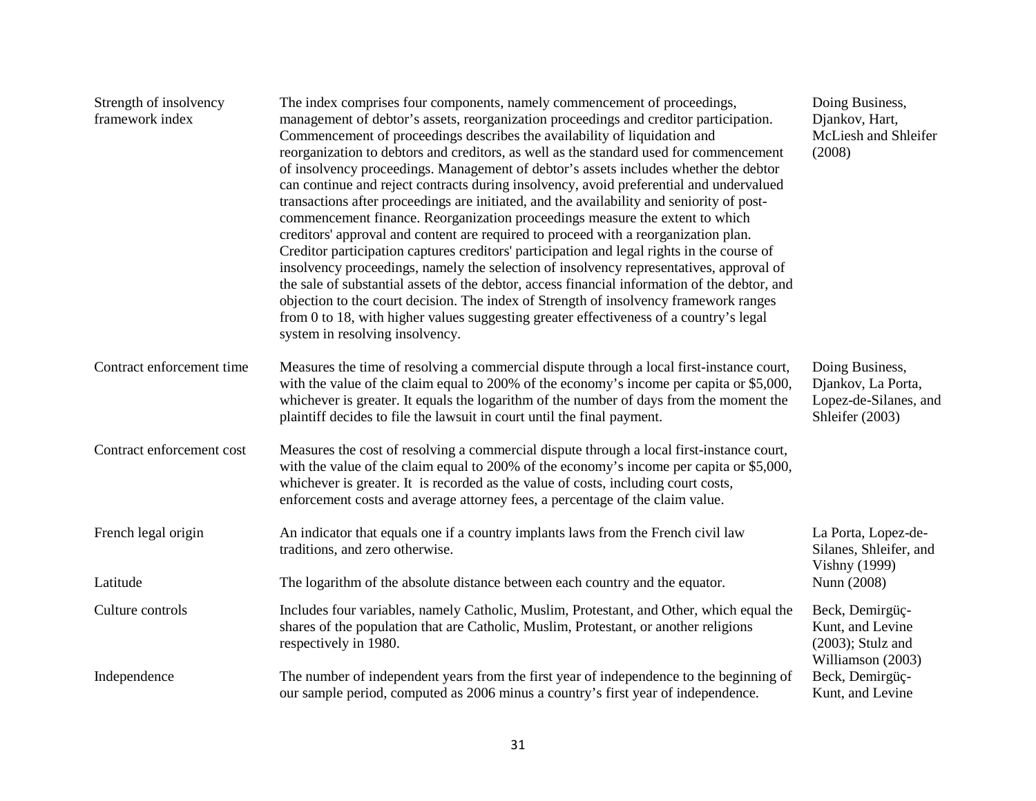| | | |
|---|---|---|
| Strength of insolvency framework index | The index comprises four components, namely commencement of proceedings, management of debtor's assets, reorganization proceedings and creditor participation. Commencement of proceedings describes the availability of liquidation and reorganization to debtors and creditors, as well as the standard used for commencement of insolvency proceedings. Management of debtor's assets includes whether the debtor can continue and reject contracts during insolvency, avoid preferential and undervalued transactions after proceedings are initiated, and the availability and seniority of post-commencement finance. Reorganization proceedings measure the extent to which creditors' approval and content are required to proceed with a reorganization plan. Creditor participation captures creditors' participation and legal rights in the course of insolvency proceedings, namely the selection of insolvency representatives, approval of the sale of substantial assets of the debtor, access financial information of the debtor, and objection to the court decision. The index of Strength of insolvency framework ranges from 0 to 18, with higher values suggesting greater effectiveness of a country's legal system in resolving insolvency. | Doing Business, Djankov, Hart, McLiesh and Shleifer (2008) |
| Contract enforcement time | Measures the time of resolving a commercial dispute through a local first-instance court, with the value of the claim equal to 200% of the economy's income per capita or $5,000, whichever is greater. It equals the logarithm of the number of days from the moment the plaintiff decides to file the lawsuit in court until the final payment. | Doing Business, Djankov, La Porta, Lopez-de-Silanes, and Shleifer (2003) |
| Contract enforcement cost | Measures the cost of resolving a commercial dispute through a local first-instance court, with the value of the claim equal to 200% of the economy's income per capita or $5,000, whichever is greater. It is recorded as the value of costs, including court costs, enforcement costs and average attorney fees, a percentage of the claim value. | |
| French legal origin | An indicator that equals one if a country implants laws from the French civil law traditions, and zero otherwise. | La Porta, Lopez-de-Silanes, Shleifer, and Vishny (1999) |
| Latitude | The logarithm of the absolute distance between each country and the equator. | Nunn (2008) |
| Culture controls | Includes four variables, namely Catholic, Muslim, Protestant, and Other, which equal the shares of the population that are Catholic, Muslim, Protestant, or another religions respectively in 1980. | Beck, Demirgüç-Kunt, and Levine (2003); Stulz and Williamson (2003) |
| Independence | The number of independent years from the first year of independence to the beginning of our sample period, computed as 2006 minus a country's first year of independence. | Beck, Demirgüç-Kunt, and Levine |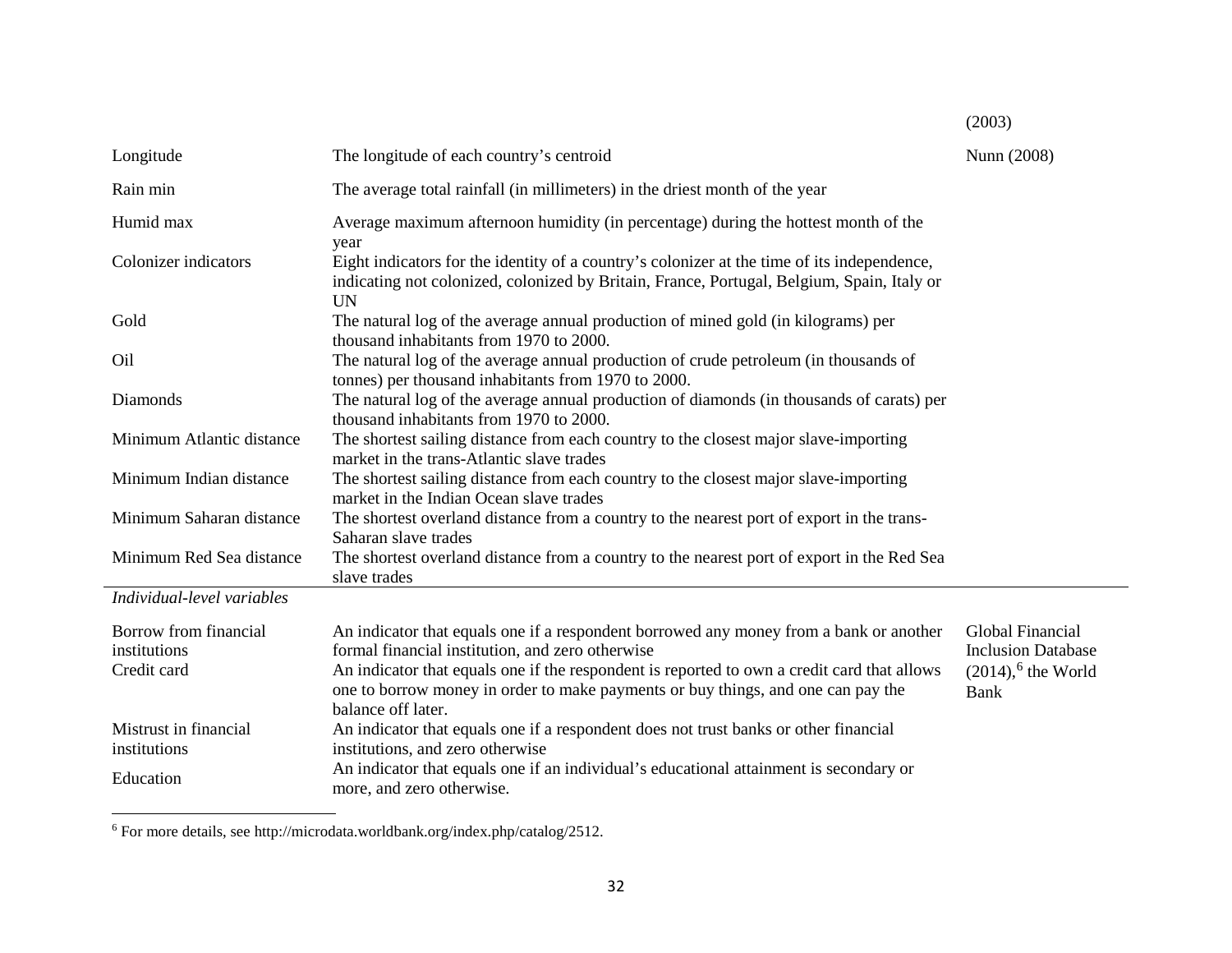| | | (2003) |
|---|---|---|
| Longitude | The longitude of each country's centroid | Nunn (2008) |
| Rain min | The average total rainfall (in millimeters) in the driest month of the year | |
| Humid max | Average maximum afternoon humidity (in percentage) during the hottest month of the year | |
| Colonizer indicators | Eight indicators for the identity of a country's colonizer at the time of its independence, indicating not colonized, colonized by Britain, France, Portugal, Belgium, Spain, Italy or UN | |
| Gold | The natural log of the average annual production of mined gold (in kilograms) per thousand inhabitants from 1970 to 2000. | |
| Oil | The natural log of the average annual production of crude petroleum (in thousands of tonnes) per thousand inhabitants from 1970 to 2000. | |
| Diamonds | The natural log of the average annual production of diamonds (in thousands of carats) per thousand inhabitants from 1970 to 2000. | |
| Minimum Atlantic distance | The shortest sailing distance from each country to the closest major slave-importing market in the trans-Atlantic slave trades | |
| Minimum Indian distance | The shortest sailing distance from each country to the closest major slave-importing market in the Indian Ocean slave trades | |
| Minimum Saharan distance | The shortest overland distance from a country to the nearest port of export in the trans-Saharan slave trades | |
| Minimum Red Sea distance | The shortest overland distance from a country to the nearest port of export in the Red Sea slave trades | |
| *Individual-level variables* | | |
| Borrow from financial institutions | An indicator that equals one if a respondent borrowed any money from a bank or another formal financial institution, and zero otherwise | Global Financial Inclusion Database (2014),[6] the World Bank |
| Credit card | An indicator that equals one if the respondent is reported to own a credit card that allows one to borrow money in order to make payments or buy things, and one can pay the balance off later. | |
| Mistrust in financial institutions | An indicator that equals one if a respondent does not trust banks or other financial institutions, and zero otherwise | |
| Education | An indicator that equals one if an individual's educational attainment is secondary or more, and zero otherwise. | |

[6] For more details, see http://microdata.worldbank.org/index.php/catalog/2512.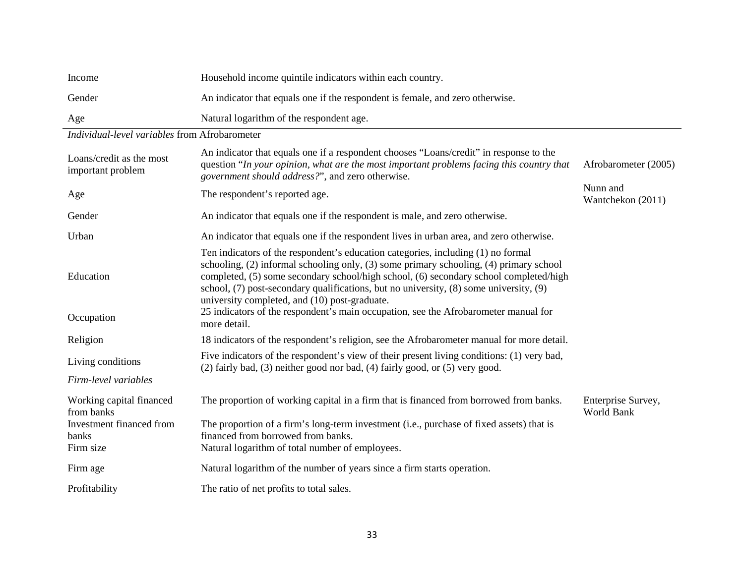| | | |
|---|---|---|
| Income | Household income quintile indicators within each country. | |
| Gender | An indicator that equals one if the respondent is female, and zero otherwise. | |
| Age | Natural logarithm of the respondent age. | |
| *Individual-level variables* from Afrobarometer | | |
| Loans/credit as the most important problem | An indicator that equals one if a respondent chooses "Loans/credit" in response to the question "*In your opinion, what are the most important problems facing this country that government should address?*", and zero otherwise. | Afrobarometer (2005) |
| Age | The respondent's reported age. | Nunn and Wantchekon (2011) |
| Gender | An indicator that equals one if the respondent is male, and zero otherwise. | |
| Urban | An indicator that equals one if the respondent lives in urban area, and zero otherwise. | |
| Education | Ten indicators of the respondent's education categories, including (1) no formal schooling, (2) informal schooling only, (3) some primary schooling, (4) primary school completed, (5) some secondary school/high school, (6) secondary school completed/high school, (7) post-secondary qualifications, but no university, (8) some university, (9) university completed, and (10) post-graduate. | |
| Occupation | 25 indicators of the respondent's main occupation, see the Afrobarometer manual for more detail. | |
| Religion | 18 indicators of the respondent's religion, see the Afrobarometer manual for more detail. | |
| Living conditions | Five indicators of the respondent's view of their present living conditions: (1) very bad, (2) fairly bad, (3) neither good nor bad, (4) fairly good, or (5) very good. | |
| *Firm-level variables* | | |
| Working capital financed from banks | The proportion of working capital in a firm that is financed from borrowed from banks. | Enterprise Survey, World Bank |
| Investment financed from banks | The proportion of a firm's long-term investment (i.e., purchase of fixed assets) that is financed from borrowed from banks. | |
| Firm size | Natural logarithm of total number of employees. | |
| Firm age | Natural logarithm of the number of years since a firm starts operation. | |
| Profitability | The ratio of net profits to total sales. | |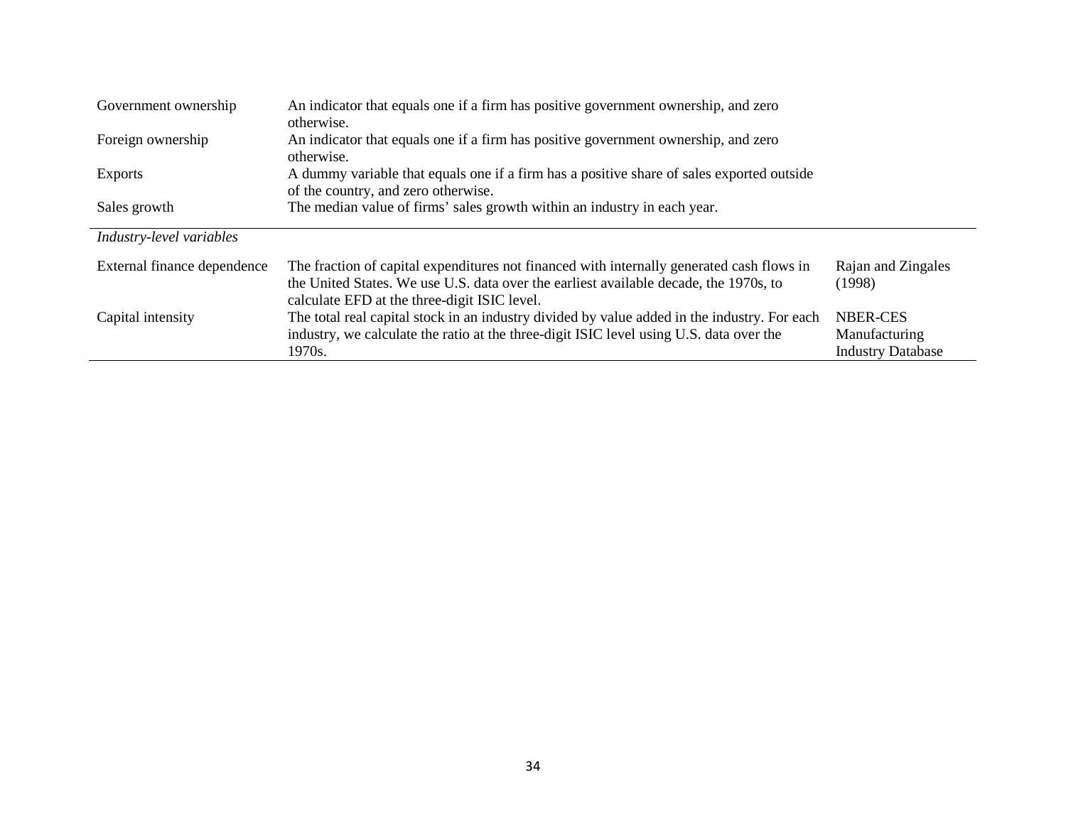| | | |
|---|---|---|
| Government ownership | An indicator that equals one if a firm has positive government ownership, and zero otherwise. | |
| Foreign ownership | An indicator that equals one if a firm has positive government ownership, and zero otherwise. | |
| Exports | A dummy variable that equals one if a firm has a positive share of sales exported outside of the country, and zero otherwise. | |
| Sales growth | The median value of firms' sales growth within an industry in each year. | |
| *Industry-level variables* | | |
| External finance dependence | The fraction of capital expenditures not financed with internally generated cash flows in the United States. We use U.S. data over the earliest available decade, the 1970s, to calculate EFD at the three-digit ISIC level. | Rajan and Zingales (1998) |
| Capital intensity | The total real capital stock in an industry divided by value added in the industry. For each industry, we calculate the ratio at the three-digit ISIC level using U.S. data over the 1970s. | NBER-CES Manufacturing Industry Database |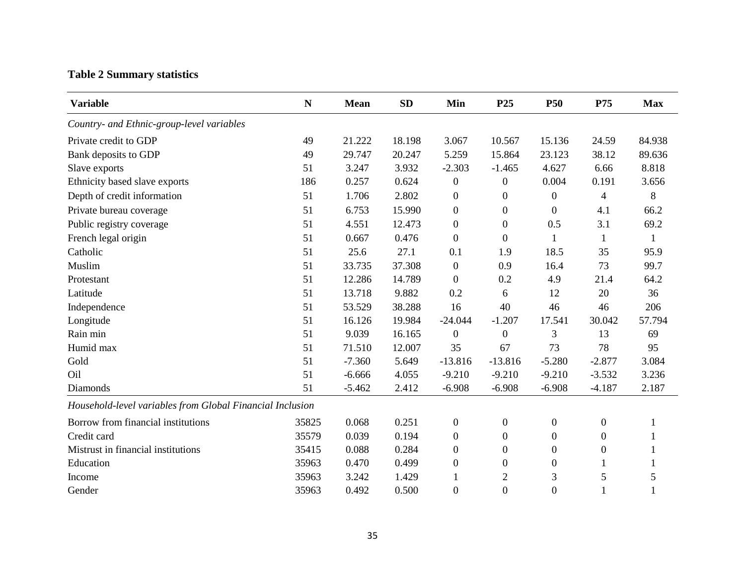**Table 2 Summary statistics**

| Variable | N | Mean | SD | Min | P25 | P50 | P75 | Max |
|---|---|---|---|---|---|---|---|---|
| *Country- and Ethnic-group-level variables* | | | | | | | | |
| Private credit to GDP | 49 | 21.222 | 18.198 | 3.067 | 10.567 | 15.136 | 24.59 | 84.938 |
| Bank deposits to GDP | 49 | 29.747 | 20.247 | 5.259 | 15.864 | 23.123 | 38.12 | 89.636 |
| Slave exports | 51 | 3.247 | 3.932 | -2.303 | -1.465 | 4.627 | 6.66 | 8.818 |
| Ethnicity based slave exports | 186 | 0.257 | 0.624 | 0 | 0 | 0.004 | 0.191 | 3.656 |
| Depth of credit information | 51 | 1.706 | 2.802 | 0 | 0 | 0 | 4 | 8 |
| Private bureau coverage | 51 | 6.753 | 15.990 | 0 | 0 | 0 | 4.1 | 66.2 |
| Public registry coverage | 51 | 4.551 | 12.473 | 0 | 0 | 0.5 | 3.1 | 69.2 |
| French legal origin | 51 | 0.667 | 0.476 | 0 | 0 | 1 | 1 | 1 |
| Catholic | 51 | 25.6 | 27.1 | 0.1 | 1.9 | 18.5 | 35 | 95.9 |
| Muslim | 51 | 33.735 | 37.308 | 0 | 0.9 | 16.4 | 73 | 99.7 |
| Protestant | 51 | 12.286 | 14.789 | 0 | 0.2 | 4.9 | 21.4 | 64.2 |
| Latitude | 51 | 13.718 | 9.882 | 0.2 | 6 | 12 | 20 | 36 |
| Independence | 51 | 53.529 | 38.288 | 16 | 40 | 46 | 46 | 206 |
| Longitude | 51 | 16.126 | 19.984 | -24.044 | -1.207 | 17.541 | 30.042 | 57.794 |
| Rain min | 51 | 9.039 | 16.165 | 0 | 0 | 3 | 13 | 69 |
| Humid max | 51 | 71.510 | 12.007 | 35 | 67 | 73 | 78 | 95 |
| Gold | 51 | -7.360 | 5.649 | -13.816 | -13.816 | -5.280 | -2.877 | 3.084 |
| Oil | 51 | -6.666 | 4.055 | -9.210 | -9.210 | -9.210 | -3.532 | 3.236 |
| Diamonds | 51 | -5.462 | 2.412 | -6.908 | -6.908 | -6.908 | -4.187 | 2.187 |
| *Household-level variables from Global Financial Inclusion* | | | | | | | | |
| Borrow from financial institutions | 35825 | 0.068 | 0.251 | 0 | 0 | 0 | 0 | 1 |
| Credit card | 35579 | 0.039 | 0.194 | 0 | 0 | 0 | 0 | 1 |
| Mistrust in financial institutions | 35415 | 0.088 | 0.284 | 0 | 0 | 0 | 0 | 1 |
| Education | 35963 | 0.470 | 0.499 | 0 | 0 | 0 | 1 | 1 |
| Income | 35963 | 3.242 | 1.429 | 1 | 2 | 3 | 5 | 5 |
| Gender | 35963 | 0.492 | 0.500 | 0 | 0 | 0 | 1 | 1 |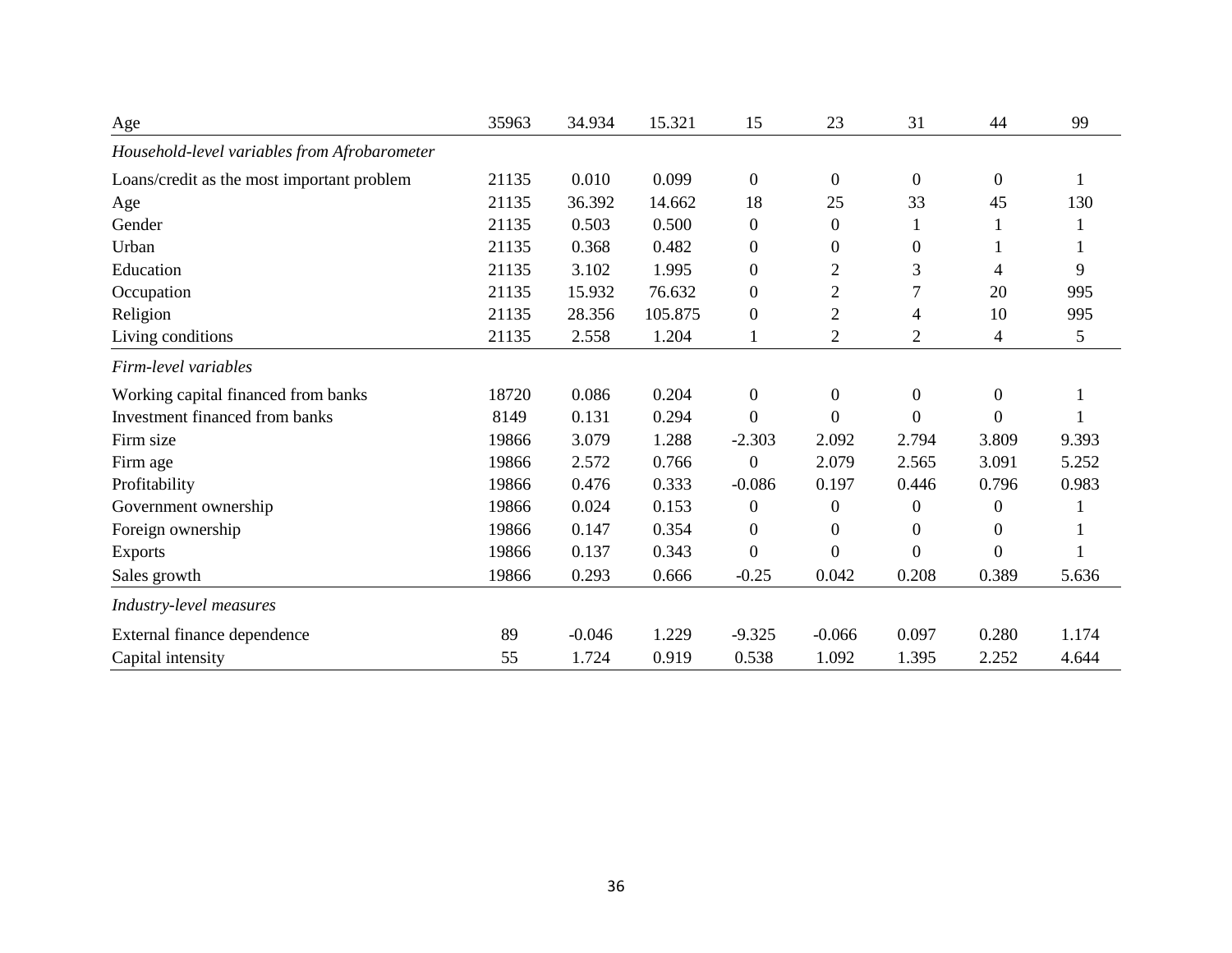| | | | | | | | | |
|---|---|---|---|---|---|---|---|---|
| Age | 35963 | 34.934 | 15.321 | 15 | 23 | 31 | 44 | 99 |
| *Household-level variables from Afrobarometer* | | | | | | | | |
| Loans/credit as the most important problem | 21135 | 0.010 | 0.099 | 0 | 0 | 0 | 0 | 1 |
| Age | 21135 | 36.392 | 14.662 | 18 | 25 | 33 | 45 | 130 |
| Gender | 21135 | 0.503 | 0.500 | 0 | 0 | 1 | 1 | 1 |
| Urban | 21135 | 0.368 | 0.482 | 0 | 0 | 0 | 1 | 1 |
| Education | 21135 | 3.102 | 1.995 | 0 | 2 | 3 | 4 | 9 |
| Occupation | 21135 | 15.932 | 76.632 | 0 | 2 | 7 | 20 | 995 |
| Religion | 21135 | 28.356 | 105.875 | 0 | 2 | 4 | 10 | 995 |
| Living conditions | 21135 | 2.558 | 1.204 | 1 | 2 | 2 | 4 | 5 |
| *Firm-level variables* | | | | | | | | |
| Working capital financed from banks | 18720 | 0.086 | 0.204 | 0 | 0 | 0 | 0 | 1 |
| Investment financed from banks | 8149 | 0.131 | 0.294 | 0 | 0 | 0 | 0 | 1 |
| Firm size | 19866 | 3.079 | 1.288 | -2.303 | 2.092 | 2.794 | 3.809 | 9.393 |
| Firm age | 19866 | 2.572 | 0.766 | 0 | 2.079 | 2.565 | 3.091 | 5.252 |
| Profitability | 19866 | 0.476 | 0.333 | -0.086 | 0.197 | 0.446 | 0.796 | 0.983 |
| Government ownership | 19866 | 0.024 | 0.153 | 0 | 0 | 0 | 0 | 1 |
| Foreign ownership | 19866 | 0.147 | 0.354 | 0 | 0 | 0 | 0 | 1 |
| Exports | 19866 | 0.137 | 0.343 | 0 | 0 | 0 | 0 | 1 |
| Sales growth | 19866 | 0.293 | 0.666 | -0.25 | 0.042 | 0.208 | 0.389 | 5.636 |
| *Industry-level measures* | | | | | | | | |
| External finance dependence | 89 | -0.046 | 1.229 | -9.325 | -0.066 | 0.097 | 0.280 | 1.174 |
| Capital intensity | 55 | 1.724 | 0.919 | 0.538 | 1.092 | 1.395 | 2.252 | 4.644 |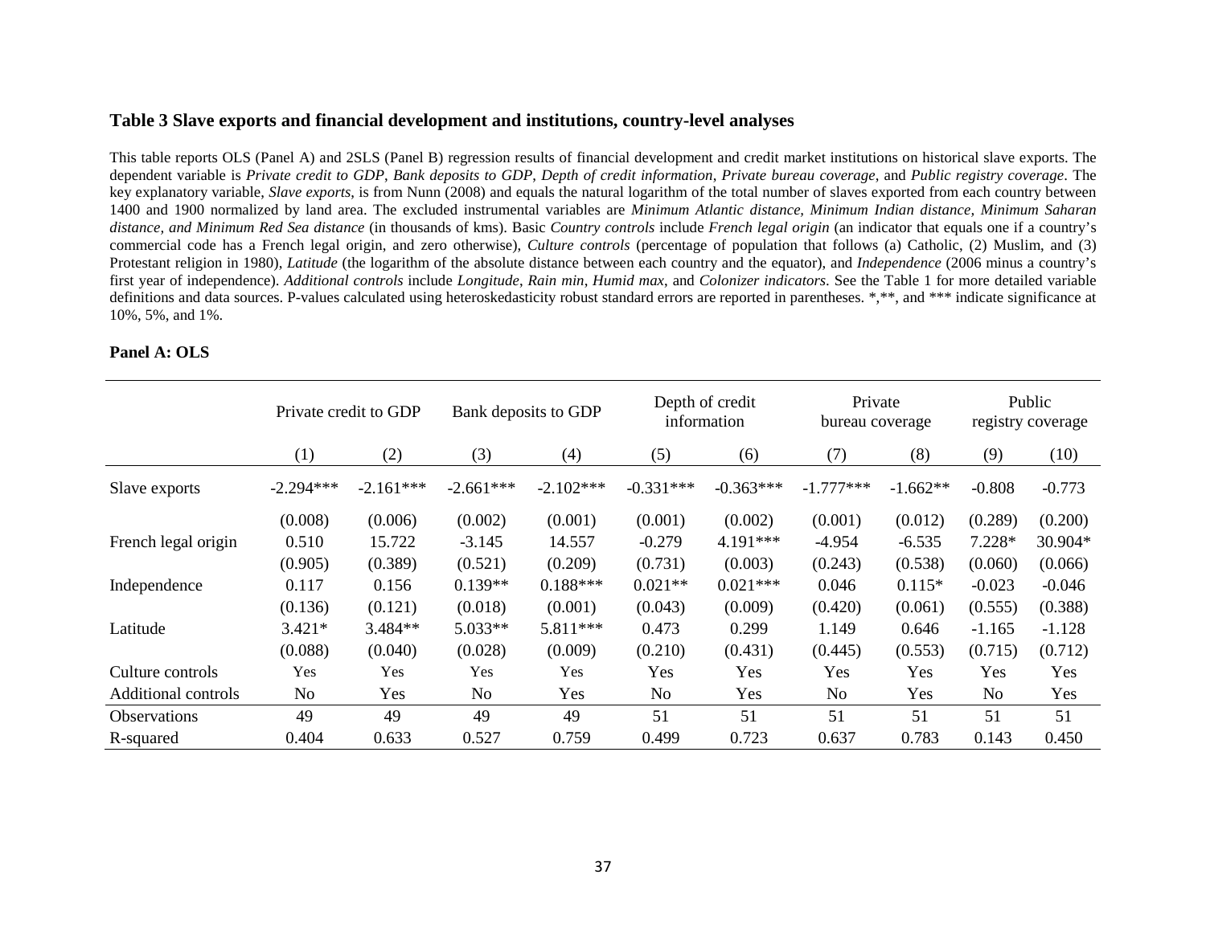### Table 3 Slave exports and financial development and institutions, country-level analyses

This table reports OLS (Panel A) and 2SLS (Panel B) regression results of financial development and credit market institutions on historical slave exports. The dependent variable is *Private credit to GDP*, *Bank deposits to GDP*, *Depth of credit information*, *Private bureau coverage*, and *Public registry coverage*. The key explanatory variable, *Slave exports*, is from Nunn (2008) and equals the natural logarithm of the total number of slaves exported from each country between 1400 and 1900 normalized by land area. The excluded instrumental variables are *Minimum Atlantic distance, Minimum Indian distance, Minimum Saharan distance, and Minimum Red Sea distance* (in thousands of kms). Basic *Country controls* include *French legal origin* (an indicator that equals one if a country's commercial code has a French legal origin, and zero otherwise), *Culture controls* (percentage of population that follows (a) Catholic, (2) Muslim, and (3) Protestant religion in 1980), *Latitude* (the logarithm of the absolute distance between each country and the equator), and *Independence* (2006 minus a country's first year of independence). *Additional controls* include *Longitude*, *Rain min*, *Humid max*, and *Colonizer indicators*. See the Table 1 for more detailed variable definitions and data sources. P-values calculated using heteroskedasticity robust standard errors are reported in parentheses. *,**, and *** indicate significance at 10%, 5%, and 1%.

**Panel A: OLS**

| | Private credit to GDP | | Bank deposits to GDP | | Depth of credit information | | Private bureau coverage | | Public registry coverage | |
|---|---|---|---|---|---|---|---|---|---|---|
| | (1) | (2) | (3) | (4) | (5) | (6) | (7) | (8) | (9) | (10) |
| Slave exports | -2.294*** | -2.161*** | -2.661*** | -2.102*** | -0.331*** | -0.363*** | -1.777*** | -1.662** | -0.808 | -0.773 |
| | (0.008) | (0.006) | (0.002) | (0.001) | (0.001) | (0.002) | (0.001) | (0.012) | (0.289) | (0.200) |
| French legal origin | 0.510 | 15.722 | -3.145 | 14.557 | -0.279 | 4.191*** | -4.954 | -6.535 | 7.228* | 30.904* |
| | (0.905) | (0.389) | (0.521) | (0.209) | (0.731) | (0.003) | (0.243) | (0.538) | (0.060) | (0.066) |
| Independence | 0.117 | 0.156 | 0.139** | 0.188*** | 0.021** | 0.021*** | 0.046 | 0.115* | -0.023 | -0.046 |
| | (0.136) | (0.121) | (0.018) | (0.001) | (0.043) | (0.009) | (0.420) | (0.061) | (0.555) | (0.388) |
| Latitude | 3.421* | 3.484** | 5.033** | 5.811*** | 0.473 | 0.299 | 1.149 | 0.646 | -1.165 | -1.128 |
| | (0.088) | (0.040) | (0.028) | (0.009) | (0.210) | (0.431) | (0.445) | (0.553) | (0.715) | (0.712) |
| Culture controls | Yes | Yes | Yes | Yes | Yes | Yes | Yes | Yes | Yes | Yes |
| Additional controls | No | Yes | No | Yes | No | Yes | No | Yes | No | Yes |
| Observations | 49 | 49 | 49 | 49 | 51 | 51 | 51 | 51 | 51 | 51 |
| R-squared | 0.404 | 0.633 | 0.527 | 0.759 | 0.499 | 0.723 | 0.637 | 0.783 | 0.143 | 0.450 |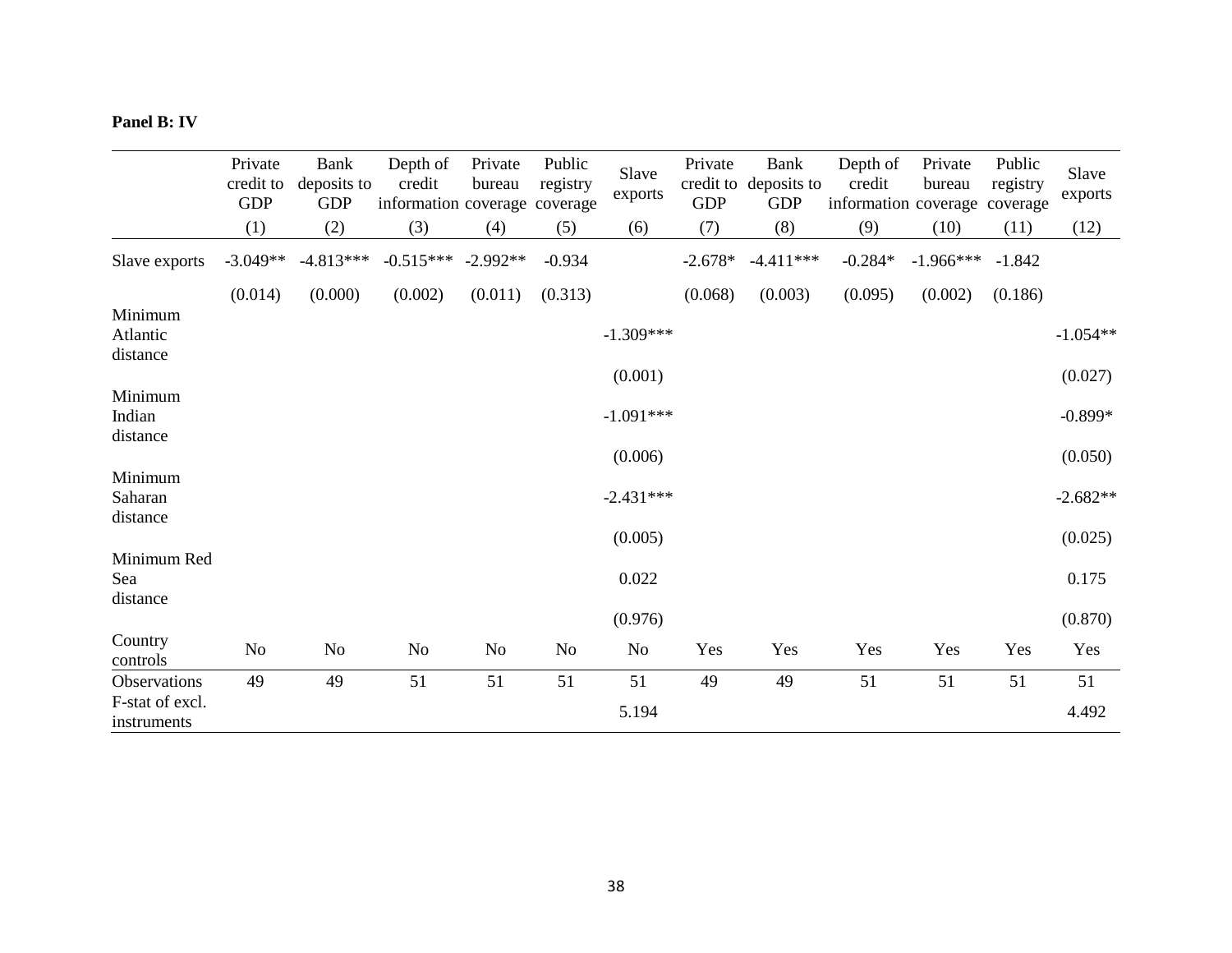**Panel B: IV**

| | Private credit to GDP | Bank deposits to GDP | Depth of credit information | Private bureau coverage | Public registry coverage | Slave exports | Private credit to GDP | Bank deposits to GDP | Depth of credit information | Private bureau coverage | Public registry coverage | Slave exports |
|---|---|---|---|---|---|---|---|---|---|---|---|---|
| | (1) | (2) | (3) | (4) | (5) | (6) | (7) | (8) | (9) | (10) | (11) | (12) |
| Slave exports | -3.049** | -4.813*** | -0.515*** | -2.992** | -0.934 | | -2.678* | -4.411*** | -0.284* | -1.966*** | -1.842 | |
| | (0.014) | (0.000) | (0.002) | (0.011) | (0.313) | | (0.068) | (0.003) | (0.095) | (0.002) | (0.186) | |
| Minimum Atlantic distance | | | | | | -1.309*** | | | | | | -1.054** |
| | | | | | | (0.001) | | | | | | (0.027) |
| Minimum Indian distance | | | | | | -1.091*** | | | | | | -0.899* |
| | | | | | | (0.006) | | | | | | (0.050) |
| Minimum Saharan distance | | | | | | -2.431*** | | | | | | -2.682** |
| | | | | | | (0.005) | | | | | | (0.025) |
| Minimum Red Sea distance | | | | | | 0.022 | | | | | | 0.175 |
| | | | | | | (0.976) | | | | | | (0.870) |
| Country controls | No | No | No | No | No | No | Yes | Yes | Yes | Yes | Yes | Yes |
| Observations | 49 | 49 | 51 | 51 | 51 | 51 | 49 | 49 | 51 | 51 | 51 | 51 |
| F-stat of excl. instruments | | | | | | 5.194 | | | | | | 4.492 |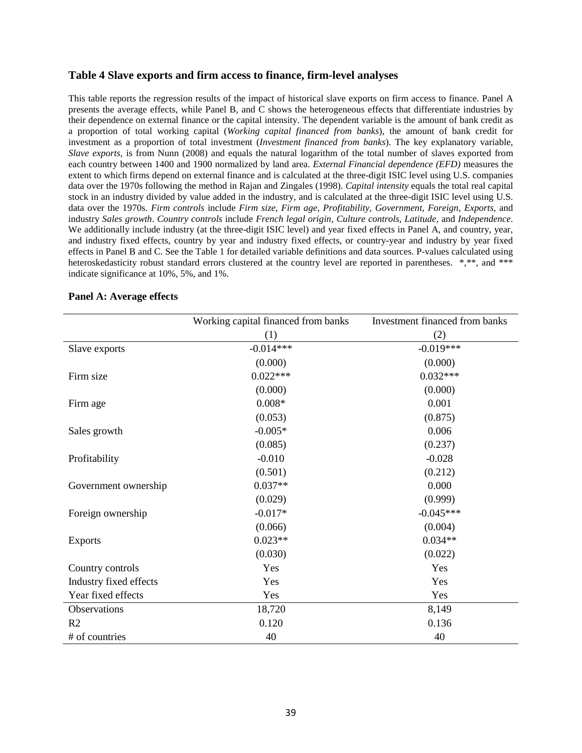### Table 4 Slave exports and firm access to finance, firm-level analyses

This table reports the regression results of the impact of historical slave exports on firm access to finance. Panel A presents the average effects, while Panel B, and C shows the heterogeneous effects that differentiate industries by their dependence on external finance or the capital intensity. The dependent variable is the amount of bank credit as a proportion of total working capital (*Working capital financed from banks*), the amount of bank credit for investment as a proportion of total investment (*Investment financed from banks*). The key explanatory variable, *Slave exports*, is from Nunn (2008) and equals the natural logarithm of the total number of slaves exported from each country between 1400 and 1900 normalized by land area. *External Financial dependence (EFD)* measures the extent to which firms depend on external finance and is calculated at the three-digit ISIC level using U.S. companies data over the 1970s following the method in Rajan and Zingales (1998). *Capital intensity* equals the total real capital stock in an industry divided by value added in the industry, and is calculated at the three-digit ISIC level using U.S. data over the 1970s. *Firm controls* include *Firm size*, *Firm age*, *Profitability*, *Government*, *Foreign*, *Exports*, and industry *Sales growth*. *Country controls* include *French legal origin*, *Culture controls*, *Latitude*, and *Independence*. We additionally include industry (at the three-digit ISIC level) and year fixed effects in Panel A, and country, year, and industry fixed effects, country by year and industry fixed effects, or country-year and industry by year fixed effects in Panel B and C. See the Table 1 for detailed variable definitions and data sources. P-values calculated using heteroskedasticity robust standard errors clustered at the country level are reported in parentheses. *,**, and *** indicate significance at 10%, 5%, and 1%.

**Panel A: Average effects**

| | Working capital financed from banks | Investment financed from banks |
|---|---|---|
| | (1) | (2) |
| Slave exports | -0.014*** | -0.019*** |
| | (0.000) | (0.000) |
| Firm size | 0.022*** | 0.032*** |
| | (0.000) | (0.000) |
| Firm age | 0.008* | 0.001 |
| | (0.053) | (0.875) |
| Sales growth | -0.005* | 0.006 |
| | (0.085) | (0.237) |
| Profitability | -0.010 | -0.028 |
| | (0.501) | (0.212) |
| Government ownership | 0.037** | 0.000 |
| | (0.029) | (0.999) |
| Foreign ownership | -0.017* | -0.045*** |
| | (0.066) | (0.004) |
| Exports | 0.023** | 0.034** |
| | (0.030) | (0.022) |
| Country controls | Yes | Yes |
| Industry fixed effects | Yes | Yes |
| Year fixed effects | Yes | Yes |
| Observations | 18,720 | 8,149 |
| R2 | 0.120 | 0.136 |
| # of countries | 40 | 40 |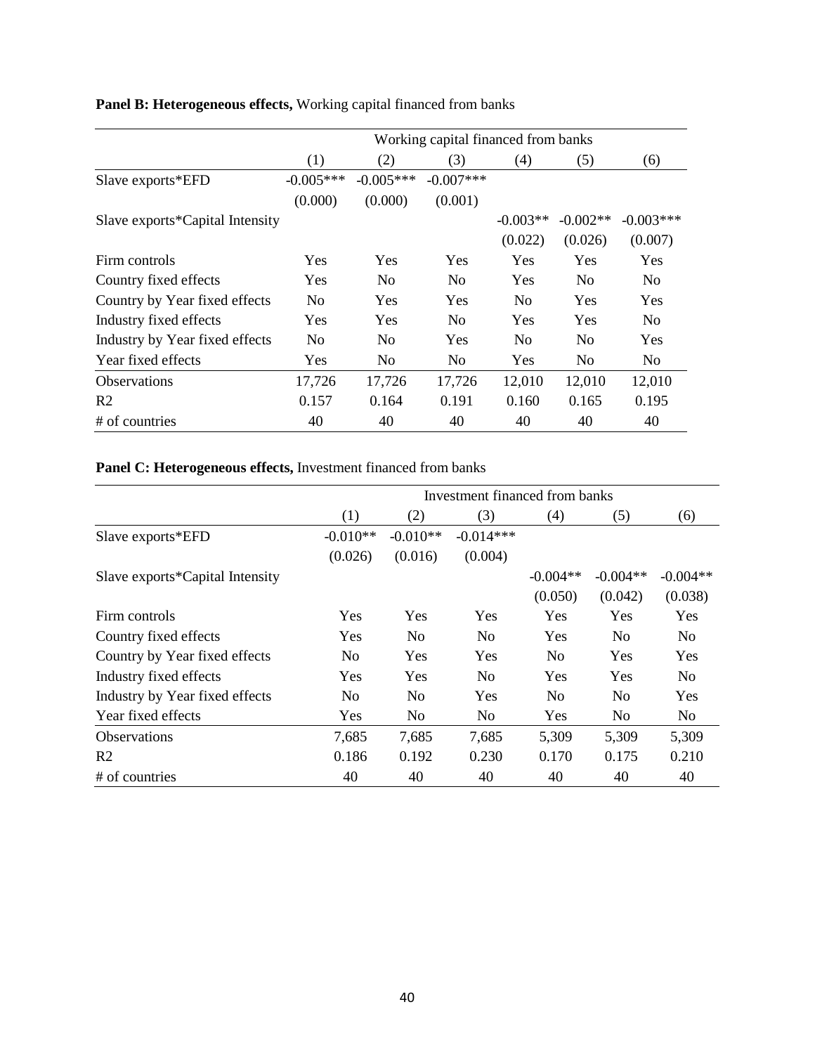**Panel B: Heterogeneous effects,** Working capital financed from banks

| | Working capital financed from banks | | | | | |
|---|---|---|---|---|---|---|
| | (1) | (2) | (3) | (4) | (5) | (6) |
| Slave exports*EFD | -0.005*** | -0.005*** | -0.007*** | | | |
| | (0.000) | (0.000) | (0.001) | | | |
| Slave exports*Capital Intensity | | | | -0.003** | -0.002** | -0.003*** |
| | | | | (0.022) | (0.026) | (0.007) |
| Firm controls | Yes | Yes | Yes | Yes | Yes | Yes |
| Country fixed effects | Yes | No | No | Yes | No | No |
| Country by Year fixed effects | No | Yes | Yes | No | Yes | Yes |
| Industry fixed effects | Yes | Yes | No | Yes | Yes | No |
| Industry by Year fixed effects | No | No | Yes | No | No | Yes |
| Year fixed effects | Yes | No | No | Yes | No | No |
| Observations | 17,726 | 17,726 | 17,726 | 12,010 | 12,010 | 12,010 |
| R2 | 0.157 | 0.164 | 0.191 | 0.160 | 0.165 | 0.195 |
| # of countries | 40 | 40 | 40 | 40 | 40 | 40 |

**Panel C: Heterogeneous effects,** Investment financed from banks

| | Investment financed from banks | | | | | |
|---|---|---|---|---|---|---|
| | (1) | (2) | (3) | (4) | (5) | (6) |
| Slave exports*EFD | -0.010** | -0.010** | -0.014*** | | | |
| | (0.026) | (0.016) | (0.004) | | | |
| Slave exports*Capital Intensity | | | | -0.004** | -0.004** | -0.004** |
| | | | | (0.050) | (0.042) | (0.038) |
| Firm controls | Yes | Yes | Yes | Yes | Yes | Yes |
| Country fixed effects | Yes | No | No | Yes | No | No |
| Country by Year fixed effects | No | Yes | Yes | No | Yes | Yes |
| Industry fixed effects | Yes | Yes | No | Yes | Yes | No |
| Industry by Year fixed effects | No | No | Yes | No | No | Yes |
| Year fixed effects | Yes | No | No | Yes | No | No |
| Observations | 7,685 | 7,685 | 7,685 | 5,309 | 5,309 | 5,309 |
| R2 | 0.186 | 0.192 | 0.230 | 0.170 | 0.175 | 0.210 |
| # of countries | 40 | 40 | 40 | 40 | 40 | 40 |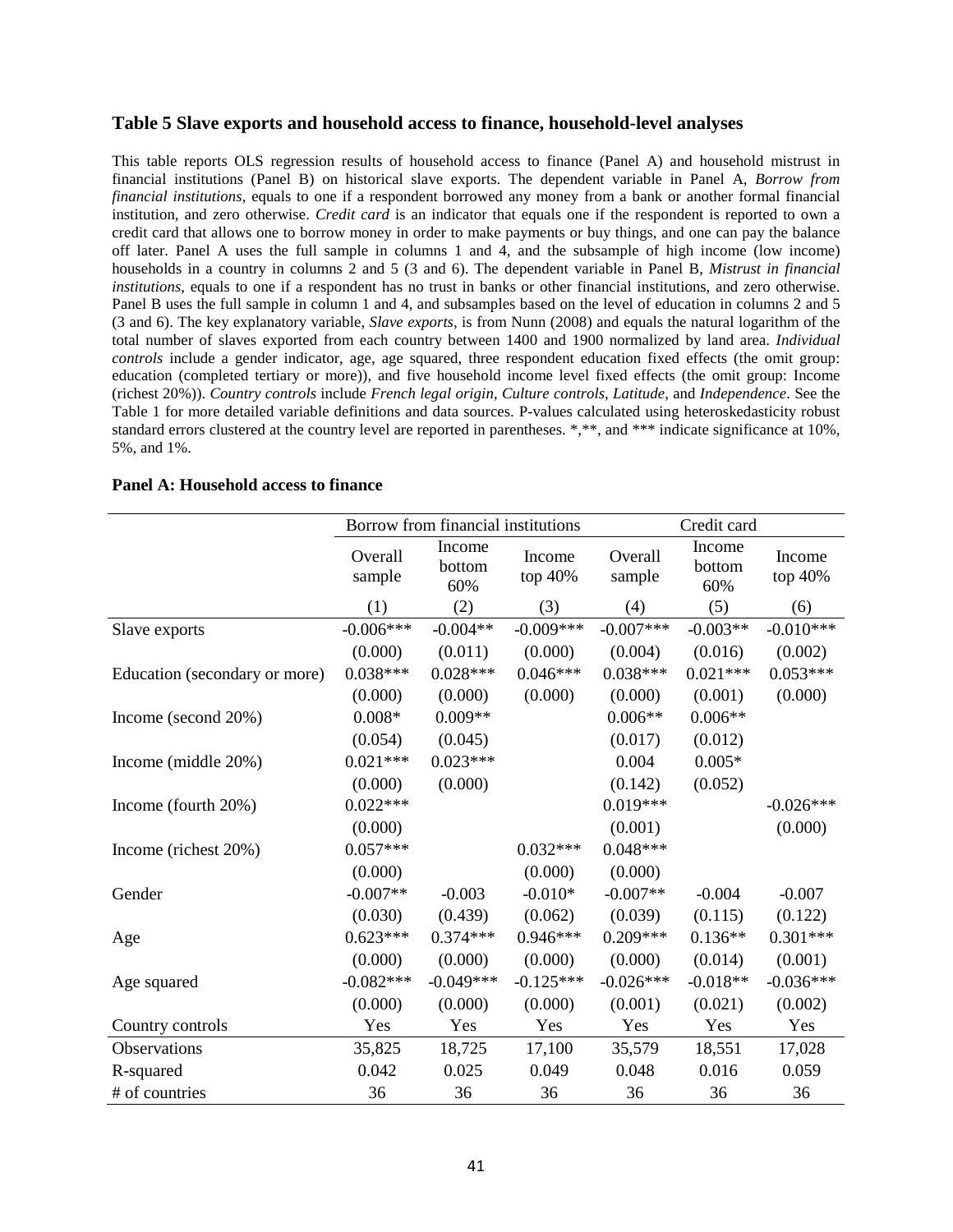### Table 5 Slave exports and household access to finance, household-level analyses

This table reports OLS regression results of household access to finance (Panel A) and household mistrust in financial institutions (Panel B) on historical slave exports. The dependent variable in Panel A, *Borrow from financial institutions*, equals to one if a respondent borrowed any money from a bank or another formal financial institution, and zero otherwise. *Credit card* is an indicator that equals one if the respondent is reported to own a credit card that allows one to borrow money in order to make payments or buy things, and one can pay the balance off later. Panel A uses the full sample in columns 1 and 4, and the subsample of high income (low income) households in a country in columns 2 and 5 (3 and 6). The dependent variable in Panel B, *Mistrust in financial institutions*, equals to one if a respondent has no trust in banks or other financial institutions, and zero otherwise. Panel B uses the full sample in column 1 and 4, and subsamples based on the level of education in columns 2 and 5 (3 and 6). The key explanatory variable, *Slave exports*, is from Nunn (2008) and equals the natural logarithm of the total number of slaves exported from each country between 1400 and 1900 normalized by land area. *Individual controls* include a gender indicator, age, age squared, three respondent education fixed effects (the omit group: education (completed tertiary or more)), and five household income level fixed effects (the omit group: Income (richest 20%)). *Country controls* include *French legal origin*, *Culture controls*, *Latitude*, and *Independence*. See the Table 1 for more detailed variable definitions and data sources. P-values calculated using heteroskedasticity robust standard errors clustered at the country level are reported in parentheses. *,**, and *** indicate significance at 10%, 5%, and 1%.

**Panel A: Household access to finance**

| | Borrow from financial institutions | | | Credit card | | |
|---|---|---|---|---|---|---|
| | Overall sample | Income bottom 60% | Income top 40% | Overall sample | Income bottom 60% | Income top 40% |
| | (1) | (2) | (3) | (4) | (5) | (6) |
| Slave exports | -0.006*** | -0.004** | -0.009*** | -0.007*** | -0.003** | -0.010*** |
| | (0.000) | (0.011) | (0.000) | (0.004) | (0.016) | (0.002) |
| Education (secondary or more) | 0.038*** | 0.028*** | 0.046*** | 0.038*** | 0.021*** | 0.053*** |
| | (0.000) | (0.000) | (0.000) | (0.000) | (0.001) | (0.000) |
| Income (second 20%) | 0.008* | 0.009** | | 0.006** | 0.006** | |
| | (0.054) | (0.045) | | (0.017) | (0.012) | |
| Income (middle 20%) | 0.021*** | 0.023*** | | 0.004 | 0.005* | |
| | (0.000) | (0.000) | | (0.142) | (0.052) | |
| Income (fourth 20%) | 0.022*** | | | 0.019*** | | -0.026*** |
| | (0.000) | | | (0.001) | | (0.000) |
| Income (richest 20%) | 0.057*** | | 0.032*** | 0.048*** | | |
| | (0.000) | | (0.000) | (0.000) | | |
| Gender | -0.007** | -0.003 | -0.010* | -0.007** | -0.004 | -0.007 |
| | (0.030) | (0.439) | (0.062) | (0.039) | (0.115) | (0.122) |
| Age | 0.623*** | 0.374*** | 0.946*** | 0.209*** | 0.136** | 0.301*** |
| | (0.000) | (0.000) | (0.000) | (0.000) | (0.014) | (0.001) |
| Age squared | -0.082*** | -0.049*** | -0.125*** | -0.026*** | -0.018** | -0.036*** |
| | (0.000) | (0.000) | (0.000) | (0.001) | (0.021) | (0.002) |
| Country controls | Yes | Yes | Yes | Yes | Yes | Yes |
| Observations | 35,825 | 18,725 | 17,100 | 35,579 | 18,551 | 17,028 |
| R-squared | 0.042 | 0.025 | 0.049 | 0.048 | 0.016 | 0.059 |
| # of countries | 36 | 36 | 36 | 36 | 36 | 36 |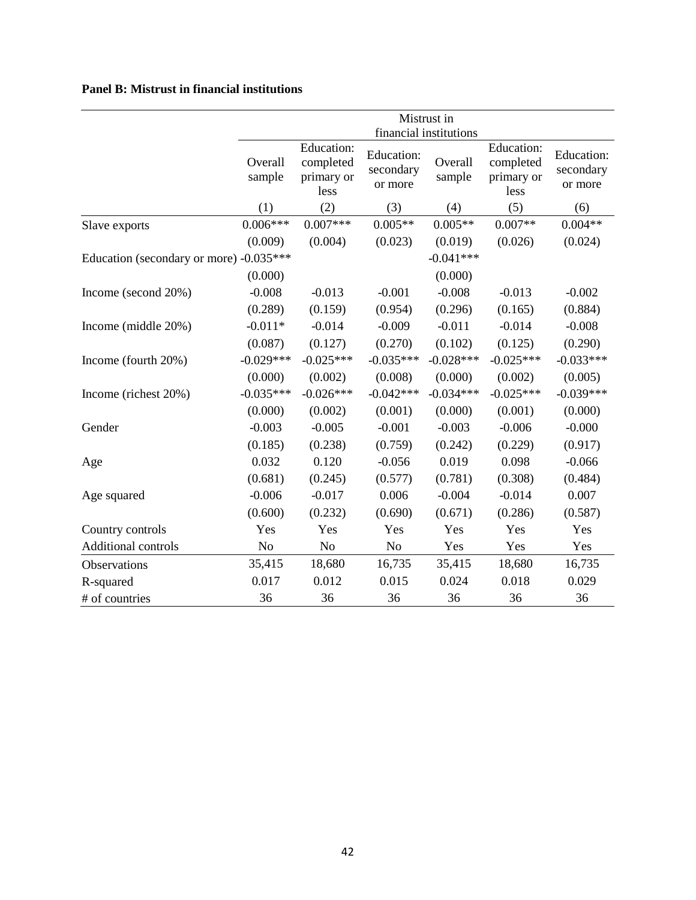**Panel B: Mistrust in financial institutions**

| | Mistrust in financial institutions | | | | | |
|---|---|---|---|---|---|---|
| | Overall sample | Education: completed primary or less | Education: secondary or more | Overall sample | Education: completed primary or less | Education: secondary or more |
| | (1) | (2) | (3) | (4) | (5) | (6) |
| Slave exports | 0.006*** | 0.007*** | 0.005** | 0.005** | 0.007** | 0.004** |
| | (0.009) | (0.004) | (0.023) | (0.019) | (0.026) | (0.024) |
| Education (secondary or more) | -0.035*** | | | -0.041*** | | |
| | (0.000) | | | (0.000) | | |
| Income (second 20%) | -0.008 | -0.013 | -0.001 | -0.008 | -0.013 | -0.002 |
| | (0.289) | (0.159) | (0.954) | (0.296) | (0.165) | (0.884) |
| Income (middle 20%) | -0.011* | -0.014 | -0.009 | -0.011 | -0.014 | -0.008 |
| | (0.087) | (0.127) | (0.270) | (0.102) | (0.125) | (0.290) |
| Income (fourth 20%) | -0.029*** | -0.025*** | -0.035*** | -0.028*** | -0.025*** | -0.033*** |
| | (0.000) | (0.002) | (0.008) | (0.000) | (0.002) | (0.005) |
| Income (richest 20%) | -0.035*** | -0.026*** | -0.042*** | -0.034*** | -0.025*** | -0.039*** |
| | (0.000) | (0.002) | (0.001) | (0.000) | (0.001) | (0.000) |
| Gender | -0.003 | -0.005 | -0.001 | -0.003 | -0.006 | -0.000 |
| | (0.185) | (0.238) | (0.759) | (0.242) | (0.229) | (0.917) |
| Age | 0.032 | 0.120 | -0.056 | 0.019 | 0.098 | -0.066 |
| | (0.681) | (0.245) | (0.577) | (0.781) | (0.308) | (0.484) |
| Age squared | -0.006 | -0.017 | 0.006 | -0.004 | -0.014 | 0.007 |
| | (0.600) | (0.232) | (0.690) | (0.671) | (0.286) | (0.587) |
| Country controls | Yes | Yes | Yes | Yes | Yes | Yes |
| Additional controls | No | No | No | Yes | Yes | Yes |
| Observations | 35,415 | 18,680 | 16,735 | 35,415 | 18,680 | 16,735 |
| R-squared | 0.017 | 0.012 | 0.015 | 0.024 | 0.018 | 0.029 |
| # of countries | 36 | 36 | 36 | 36 | 36 | 36 |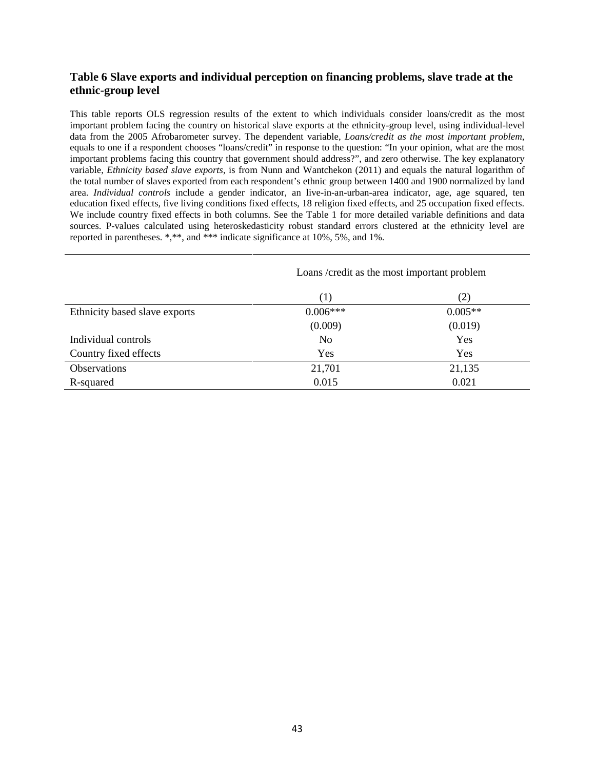### Table 6 Slave exports and individual perception on financing problems, slave trade at the ethnic-group level

This table reports OLS regression results of the extent to which individuals consider loans/credit as the most important problem facing the country on historical slave exports at the ethnicity-group level, using individual-level data from the 2005 Afrobarometer survey. The dependent variable, *Loans/credit as the most important problem*, equals to one if a respondent chooses "loans/credit" in response to the question: "In your opinion, what are the most important problems facing this country that government should address?", and zero otherwise. The key explanatory variable, *Ethnicity based slave exports*, is from Nunn and Wantchekon (2011) and equals the natural logarithm of the total number of slaves exported from each respondent's ethnic group between 1400 and 1900 normalized by land area. *Individual controls* include a gender indicator, an live-in-an-urban-area indicator, age, age squared, ten education fixed effects, five living conditions fixed effects, 18 religion fixed effects, and 25 occupation fixed effects. We include country fixed effects in both columns. See the Table 1 for more detailed variable definitions and data sources. P-values calculated using heteroskedasticity robust standard errors clustered at the ethnicity level are reported in parentheses. *,**, and *** indicate significance at 10%, 5%, and 1%.

| | Loans /credit as the most important problem | |
|---|---|---|
| | (1) | (2) |
| Ethnicity based slave exports | 0.006*** | 0.005** |
| | (0.009) | (0.019) |
| Individual controls | No | Yes |
| Country fixed effects | Yes | Yes |
| Observations | 21,701 | 21,135 |
| R-squared | 0.015 | 0.021 |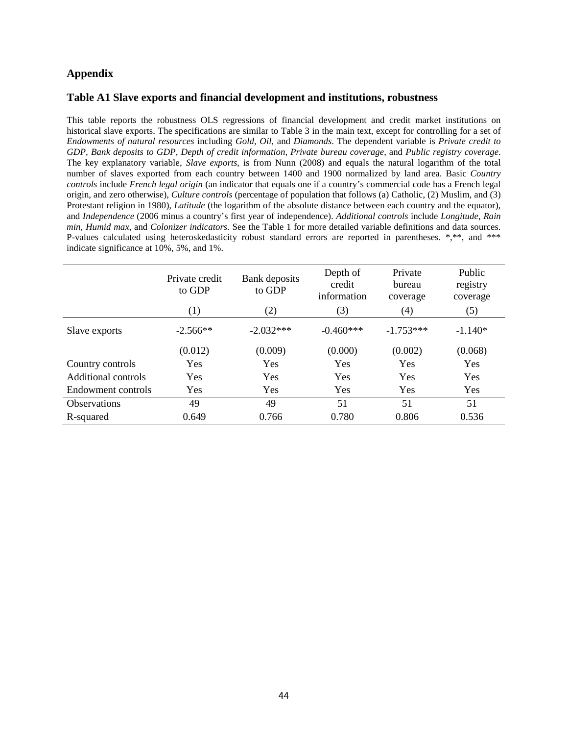## Appendix

### Table A1 Slave exports and financial development and institutions, robustness

This table reports the robustness OLS regressions of financial development and credit market institutions on historical slave exports. The specifications are similar to Table 3 in the main text, except for controlling for a set of *Endowments of natural resources* including *Gold*, *Oil*, and *Diamonds*. The dependent variable is *Private credit to GDP*, *Bank deposits to GDP*, *Depth of credit information*, *Private bureau coverage*, and *Public registry coverage*. The key explanatory variable, *Slave exports*, is from Nunn (2008) and equals the natural logarithm of the total number of slaves exported from each country between 1400 and 1900 normalized by land area. Basic *Country controls* include *French legal origin* (an indicator that equals one if a country's commercial code has a French legal origin, and zero otherwise), *Culture controls* (percentage of population that follows (a) Catholic, (2) Muslim, and (3) Protestant religion in 1980), *Latitude* (the logarithm of the absolute distance between each country and the equator), and *Independence* (2006 minus a country's first year of independence). *Additional controls* include *Longitude*, *Rain min*, *Humid max*, and *Colonizer indicators*. See the Table 1 for more detailed variable definitions and data sources. P-values calculated using heteroskedasticity robust standard errors are reported in parentheses. *,**, and *** indicate significance at 10%, 5%, and 1%.

| | Private credit to GDP | Bank deposits to GDP | Depth of credit information | Private bureau coverage | Public registry coverage |
|---|---|---|---|---|---|
| | (1) | (2) | (3) | (4) | (5) |
| Slave exports | -2.566** | -2.032*** | -0.460*** | -1.753*** | -1.140* |
| | (0.012) | (0.009) | (0.000) | (0.002) | (0.068) |
| Country controls | Yes | Yes | Yes | Yes | Yes |
| Additional controls | Yes | Yes | Yes | Yes | Yes |
| Endowment controls | Yes | Yes | Yes | Yes | Yes |
| Observations | 49 | 49 | 51 | 51 | 51 |
| R-squared | 0.649 | 0.766 | 0.780 | 0.806 | 0.536 |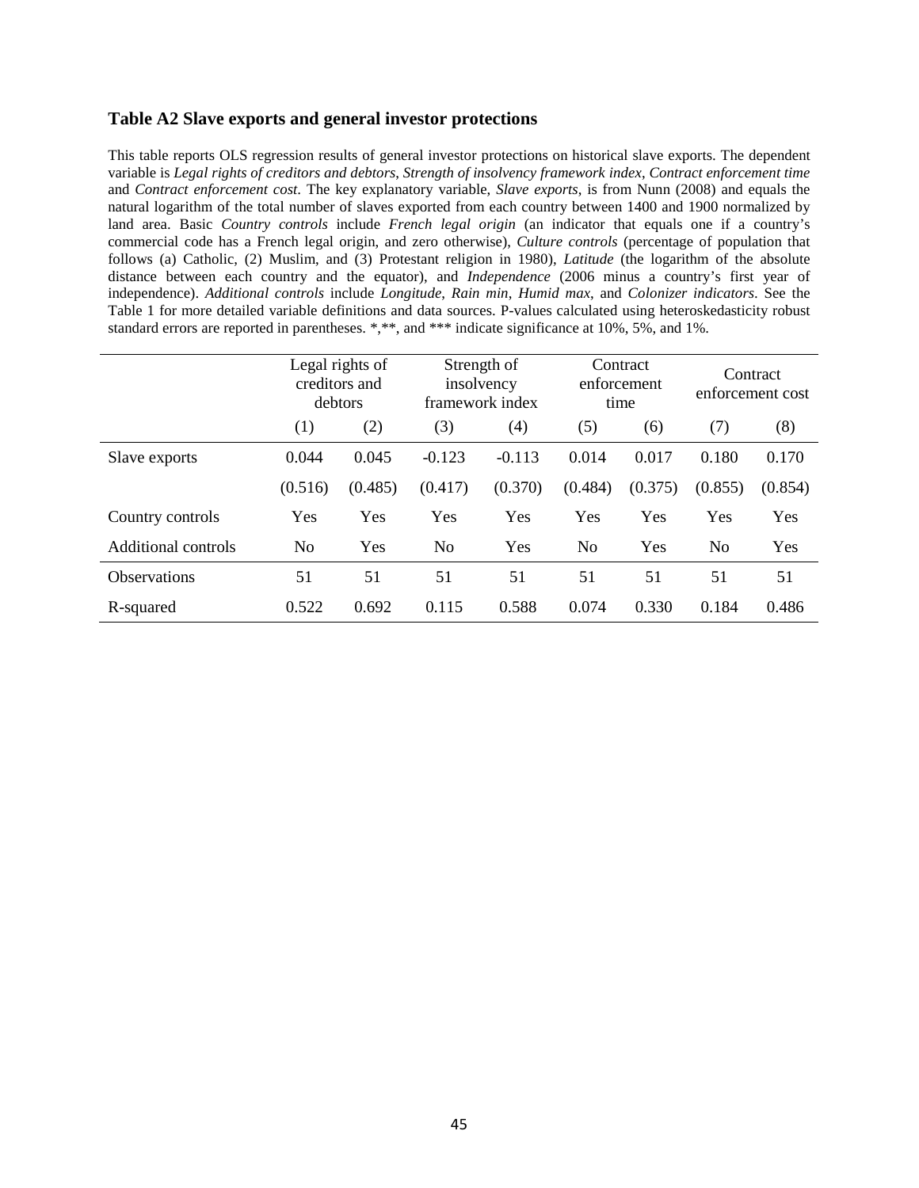### Table A2 Slave exports and general investor protections

This table reports OLS regression results of general investor protections on historical slave exports. The dependent variable is *Legal rights of creditors and debtors*, *Strength of insolvency framework index*, *Contract enforcement time* and *Contract enforcement cost*. The key explanatory variable, *Slave exports*, is from Nunn (2008) and equals the natural logarithm of the total number of slaves exported from each country between 1400 and 1900 normalized by land area. Basic *Country controls* include *French legal origin* (an indicator that equals one if a country's commercial code has a French legal origin, and zero otherwise), *Culture controls* (percentage of population that follows (a) Catholic, (2) Muslim, and (3) Protestant religion in 1980), *Latitude* (the logarithm of the absolute distance between each country and the equator), and *Independence* (2006 minus a country's first year of independence). *Additional controls* include *Longitude*, *Rain min*, *Humid max*, and *Colonizer indicators*. See the Table 1 for more detailed variable definitions and data sources. P-values calculated using heteroskedasticity robust standard errors are reported in parentheses. *,**, and *** indicate significance at 10%, 5%, and 1%.

| | Legal rights of creditors and debtors | | Strength of insolvency framework index | | Contract enforcement time | | Contract enforcement cost | |
|---|---|---|---|---|---|---|---|---|
| | (1) | (2) | (3) | (4) | (5) | (6) | (7) | (8) |
| Slave exports | 0.044 | 0.045 | -0.123 | -0.113 | 0.014 | 0.017 | 0.180 | 0.170 |
| | (0.516) | (0.485) | (0.417) | (0.370) | (0.484) | (0.375) | (0.855) | (0.854) |
| Country controls | Yes | Yes | Yes | Yes | Yes | Yes | Yes | Yes |
| Additional controls | No | Yes | No | Yes | No | Yes | No | Yes |
| Observations | 51 | 51 | 51 | 51 | 51 | 51 | 51 | 51 |
| R-squared | 0.522 | 0.692 | 0.115 | 0.588 | 0.074 | 0.330 | 0.184 | 0.486 |